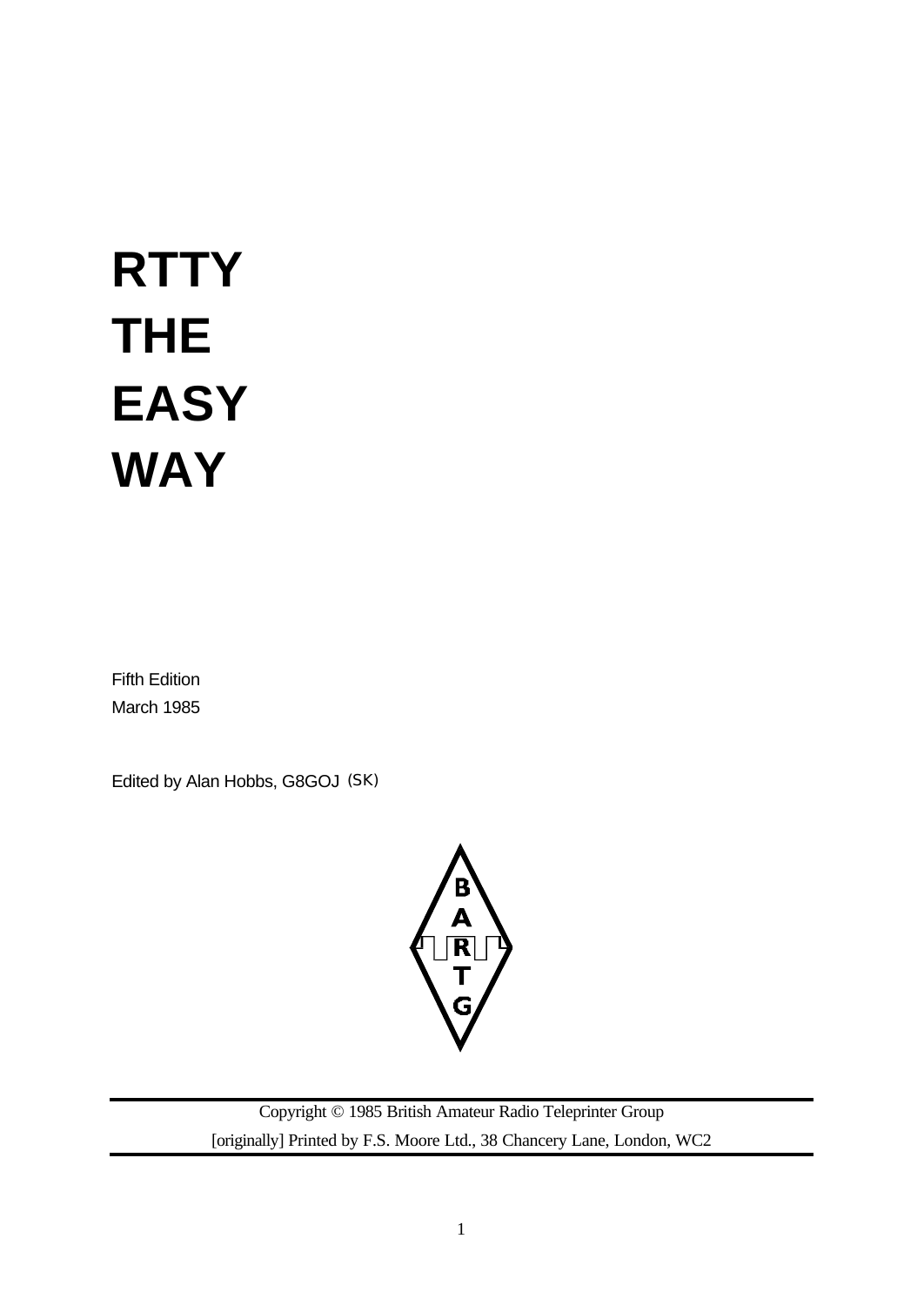# RTTY THE EASY WAY

Fifth Edition

March 1985

Edited by Alan Hobbs, G8GOJ (SK)

BARTG

Copyright © 1985 British Amateur Radio Teleprinter Group

[originally] Printed by F.S. Moore Ltd., 38 Chancery Lane, London, WC2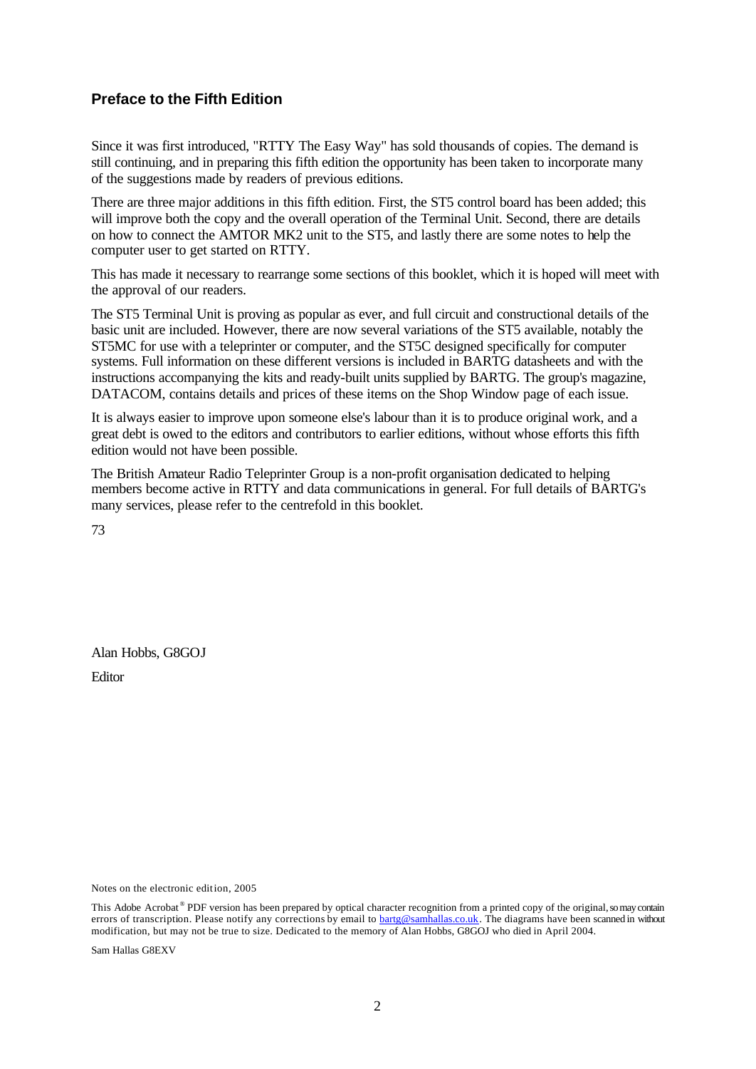## Preface to the Fifth Edition

Since it was first introduced, "RTTY The Easy Way" has sold thousands of copies. The demand is still continuing, and in preparing this fifth edition the opportunity has been taken to incorporate many of the suggestions made by readers of previous editions.

There are three major additions in this fifth edition. First, the ST5 control board has been added; this will improve both the copy and the overall operation of the Terminal Unit. Second, there are details on how to connect the AMTOR MK2 unit to the ST5, and lastly there are some notes to help the computer user to get started on RTTY.

This has made it necessary to rearrange some sections of this booklet, which it is hoped will meet with the approval of our readers.

The ST5 Terminal Unit is proving as popular as ever, and full circuit and constructional details of the basic unit are included. However, there are now several variations of the ST5 available, notably the ST5MC for use with a teleprinter or computer, and the ST5C designed specifically for computer systems. Full information on these different versions is included in BARTG datasheets and with the instructions accompanying the kits and ready-built units supplied by BARTG. The group's magazine, DATACOM, contains details and prices of these items on the Shop Window page of each issue.

It is always easier to improve upon someone else's labour than it is to produce original work, and a great debt is owed to the editors and contributors to earlier editions, without whose efforts this fifth edition would not have been possible.

The British Amateur Radio Teleprinter Group is a non-profit organisation dedicated to helping members become active in RTTY and data communications in general. For full details of BARTG's many services, please refer to the centrefold in this booklet.

73

Alan Hobbs, G8GOJ

Editor

Notes on the electronic edition, 2005

This Adobe Acrobat® PDF version has been prepared by optical character recognition from a printed copy of the original, so may contain errors of transcription. Please notify any corrections by email to bartg@samhallas.co.uk. The diagrams have been scanned in without modification, but may not be true to size. Dedicated to the memory of Alan Hobbs, G8GOJ who died in April 2004.

Sam Hallas G8EXV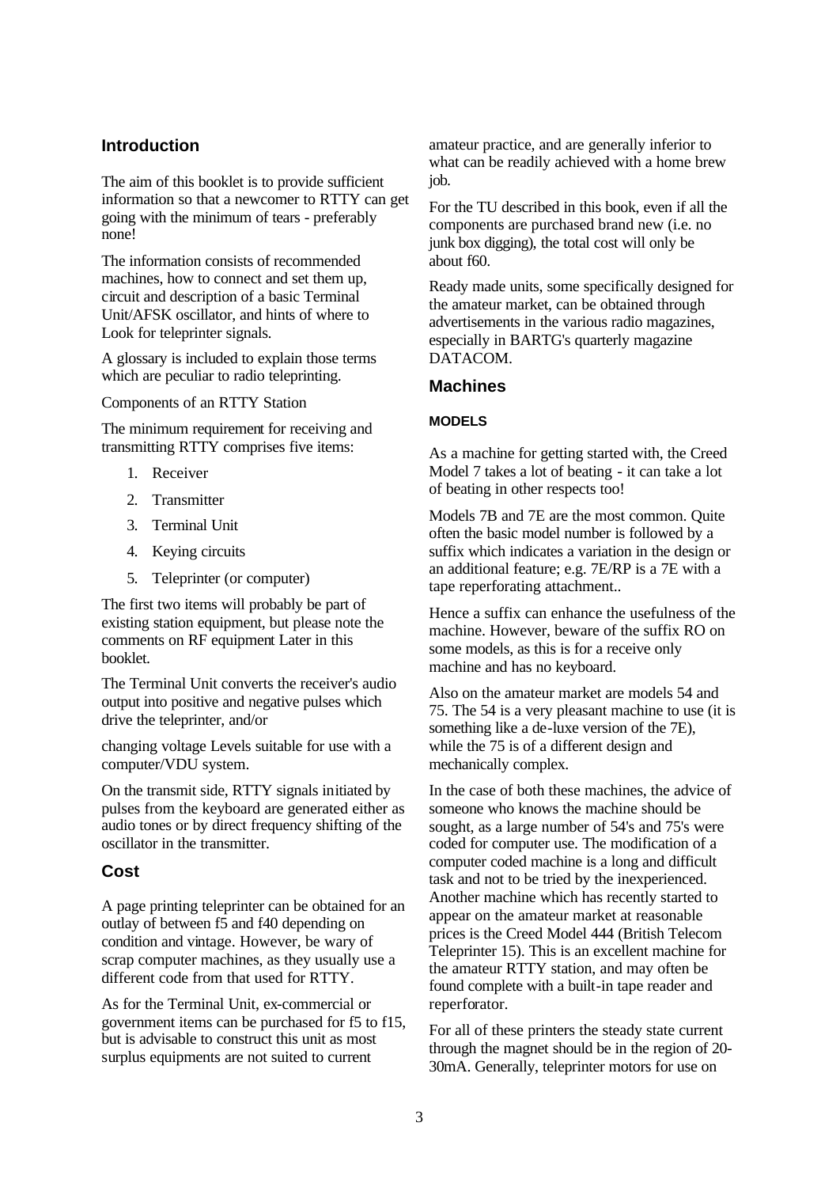## Introduction

The aim of this booklet is to provide sufficient information so that a newcomer to RTTY can get going with the minimum of tears - preferably none!

The information consists of recommended machines, how to connect and set them up, circuit and description of a basic Terminal Unit/AFSK oscillator, and hints of where to Look for teleprinter signals.

A glossary is included to explain those terms which are peculiar to radio teleprinting.

Components of an RTTY Station

The minimum requirement for receiving and transmitting RTTY comprises five items:

1. Receiver
2. Transmitter
3. Terminal Unit
4. Keying circuits
5. Teleprinter (or computer)

The first two items will probably be part of existing station equipment, but please note the comments on RF equipment Later in this booklet.

The Terminal Unit converts the receiver's audio output into positive and negative pulses which drive the teleprinter, and/or

changing voltage Levels suitable for use with a computer/VDU system.

On the transmit side, RTTY signals initiated by pulses from the keyboard are generated either as audio tones or by direct frequency shifting of the oscillator in the transmitter.

## Cost

A page printing teleprinter can be obtained for an outlay of between f5 and f40 depending on condition and vintage. However, be wary of scrap computer machines, as they usually use a different code from that used for RTTY.

As for the Terminal Unit, ex-commercial or government items can be purchased for f5 to f15, but is advisable to construct this unit as most surplus equipments are not suited to current amateur practice, and are generally inferior to what can be readily achieved with a home brew job.

For the TU described in this book, even if all the components are purchased brand new (i.e. no junk box digging), the total cost will only be about f60.

Ready made units, some specifically designed for the amateur market, can be obtained through advertisements in the various radio magazines, especially in BARTG's quarterly magazine DATACOM.

## Machines

### MODELS

As a machine for getting started with, the Creed Model 7 takes a lot of beating - it can take a lot of beating in other respects too!

Models 7B and 7E are the most common. Quite often the basic model number is followed by a suffix which indicates a variation in the design or an additional feature; e.g. 7E/RP is a 7E with a tape reperforating attachment..

Hence a suffix can enhance the usefulness of the machine. However, beware of the suffix RO on some models, as this is for a receive only machine and has no keyboard.

Also on the amateur market are models 54 and 75. The 54 is a very pleasant machine to use (it is something like a de-luxe version of the 7E), while the 75 is of a different design and mechanically complex.

In the case of both these machines, the advice of someone who knows the machine should be sought, as a large number of 54's and 75's were coded for computer use. The modification of a computer coded machine is a long and difficult task and not to be tried by the inexperienced. Another machine which has recently started to appear on the amateur market at reasonable prices is the Creed Model 444 (British Telecom Teleprinter 15). This is an excellent machine for the amateur RTTY station, and may often be found complete with a built-in tape reader and reperforator.

For all of these printers the steady state current through the magnet should be in the region of 20-30mA. Generally, teleprinter motors for use on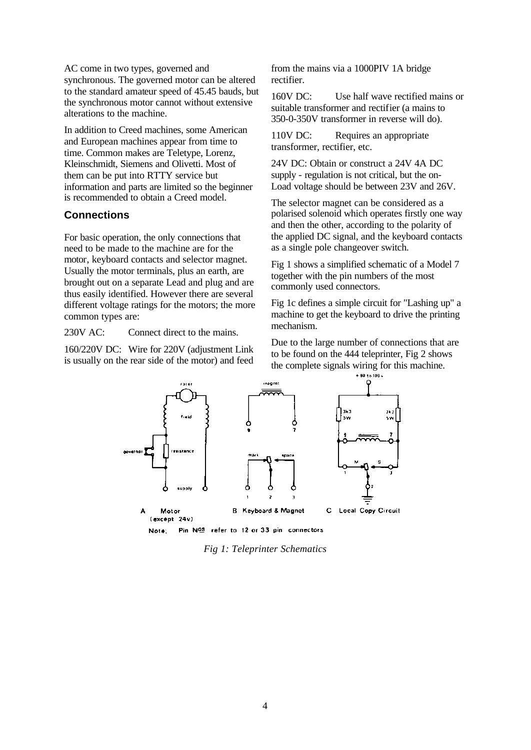AC come in two types, governed and synchronous. The governed motor can be altered to the standard amateur speed of 45.45 bauds, but the synchronous motor cannot without extensive alterations to the machine.

In addition to Creed machines, some American and European machines appear from time to time. Common makes are Teletype, Lorenz, Kleinschmidt, Siemens and Olivetti. Most of them can be put into RTTY service but information and parts are limited so the beginner is recommended to obtain a Creed model.

## Connections

For basic operation, the only connections that need to be made to the machine are for the motor, keyboard contacts and selector magnet. Usually the motor terminals, plus an earth, are brought out on a separate Lead and plug and are thus easily identified. However there are several different voltage ratings for the motors; the more common types are:

230V AC: Connect direct to the mains.

160/220V DC: Wire for 220V (adjustment Link is usually on the rear side of the motor) and feed from the mains via a 1000PIV 1A bridge rectifier.

160V DC: Use half wave rectified mains or suitable transformer and rectifier (a mains to 350-0-350V transformer in reverse will do).

110V DC: Requires an appropriate transformer, rectifier, etc.

24V DC: Obtain or construct a 24V 4A DC supply - regulation is not critical, but the on-Load voltage should be between 23V and 26V.

The selector magnet can be considered as a polarised solenoid which operates firstly one way and then the other, according to the polarity of the applied DC signal, and the keyboard contacts as a single pole changeover switch.

Fig 1 shows a simplified schematic of a Model 7 together with the pin numbers of the most commonly used connectors.

Fig 1c defines a simple circuit for "Lashing up" a machine to get the keyboard to drive the printing mechanism.

Due to the large number of connections that are to be found on the 444 teleprinter, Fig 2 shows the complete signals wiring for this machine.

A Motor (except 24v) B Keyboard & Magnet C Local Copy Circuit

Note: Pin Nos refer to 12 or 33 pin connectors

*Fig 1: Teleprinter Schematics*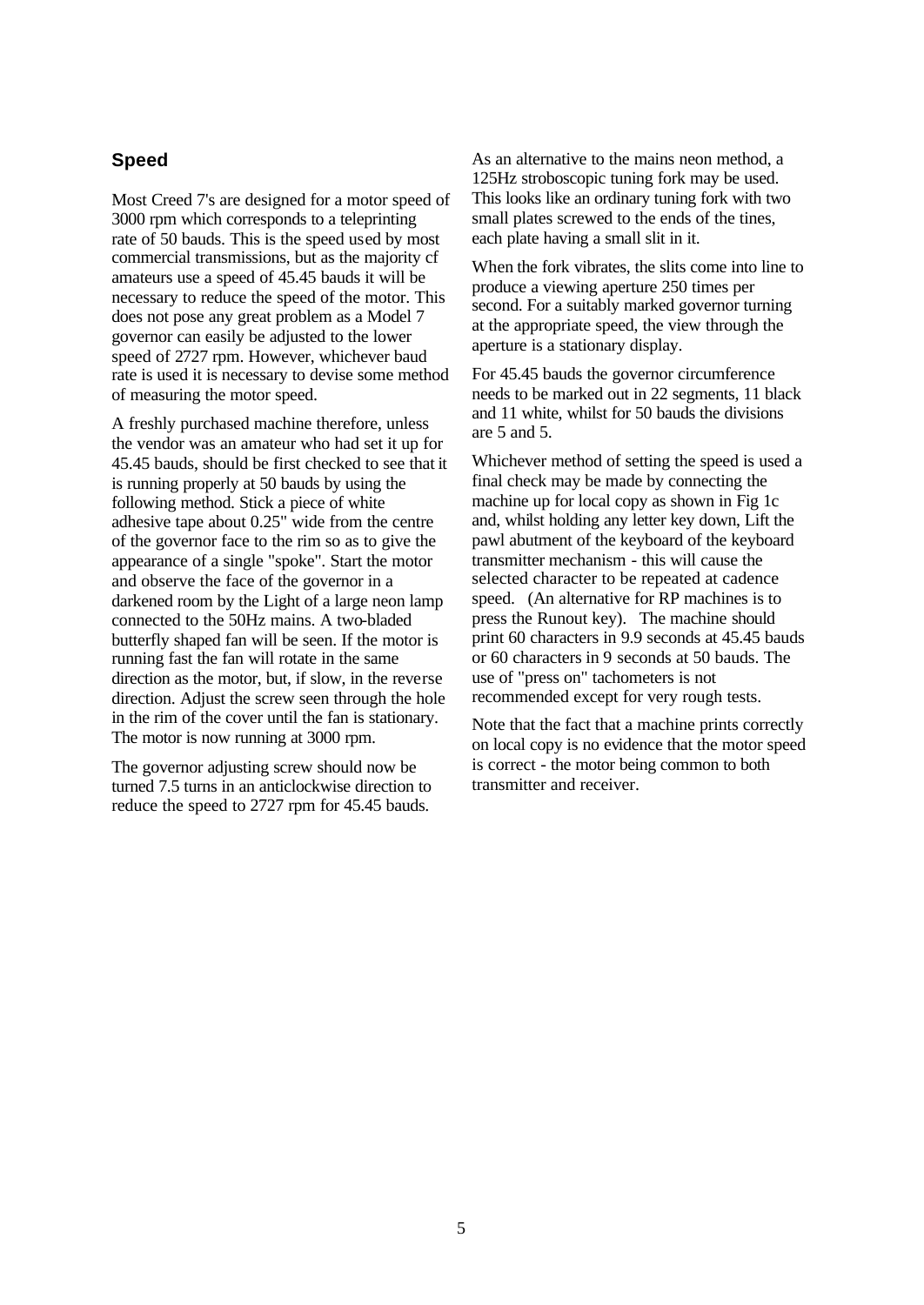## Speed

Most Creed 7's are designed for a motor speed of 3000 rpm which corresponds to a teleprinting rate of 50 bauds. This is the speed used by most commercial transmissions, but as the majority cf amateurs use a speed of 45.45 bauds it will be necessary to reduce the speed of the motor. This does not pose any great problem as a Model 7 governor can easily be adjusted to the lower speed of 2727 rpm. However, whichever baud rate is used it is necessary to devise some method of measuring the motor speed.

A freshly purchased machine therefore, unless the vendor was an amateur who had set it up for 45.45 bauds, should be first checked to see that it is running properly at 50 bauds by using the following method. Stick a piece of white adhesive tape about 0.25" wide from the centre of the governor face to the rim so as to give the appearance of a single "spoke". Start the motor and observe the face of the governor in a darkened room by the Light of a large neon lamp connected to the 50Hz mains. A two-bladed butterfly shaped fan will be seen. If the motor is running fast the fan will rotate in the same direction as the motor, but, if slow, in the reverse direction. Adjust the screw seen through the hole in the rim of the cover until the fan is stationary. The motor is now running at 3000 rpm.

The governor adjusting screw should now be turned 7.5 turns in an anticlockwise direction to reduce the speed to 2727 rpm for 45.45 bauds.

As an alternative to the mains neon method, a 125Hz stroboscopic tuning fork may be used. This looks like an ordinary tuning fork with two small plates screwed to the ends of the tines, each plate having a small slit in it.

When the fork vibrates, the slits come into line to produce a viewing aperture 250 times per second. For a suitably marked governor turning at the appropriate speed, the view through the aperture is a stationary display.

For 45.45 bauds the governor circumference needs to be marked out in 22 segments, 11 black and 11 white, whilst for 50 bauds the divisions are 5 and 5.

Whichever method of setting the speed is used a final check may be made by connecting the machine up for local copy as shown in Fig 1c and, whilst holding any letter key down, Lift the pawl abutment of the keyboard of the keyboard transmitter mechanism - this will cause the selected character to be repeated at cadence speed. (An alternative for RP machines is to press the Runout key). The machine should print 60 characters in 9.9 seconds at 45.45 bauds or 60 characters in 9 seconds at 50 bauds. The use of "press on" tachometers is not recommended except for very rough tests.

Note that the fact that a machine prints correctly on local copy is no evidence that the motor speed is correct - the motor being common to both transmitter and receiver.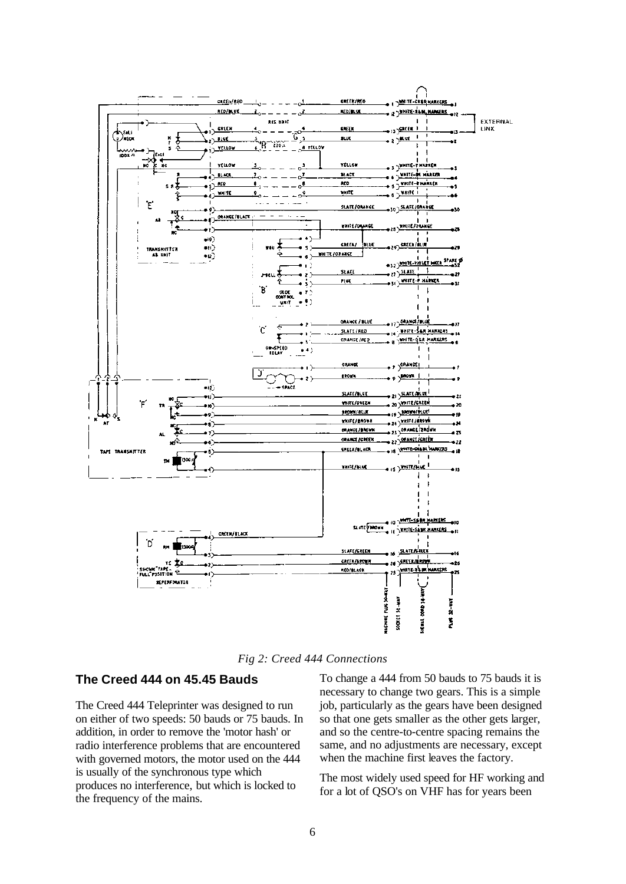*Fig 2: Creed 444 Connections*

## The Creed 444 on 45.45 Bauds

The Creed 444 Teleprinter was designed to run on either of two speeds: 50 bauds or 75 bauds. In addition, in order to remove the 'motor hash' or radio interference problems that are encountered with governed motors, the motor used on the 444 is usually of the synchronous type which produces no interference, but which is locked to the frequency of the mains.

To change a 444 from 50 bauds to 75 bauds it is necessary to change two gears. This is a simple job, particularly as the gears have been designed so that one gets smaller as the other gets larger, and so the centre-to-centre spacing remains the same, and no adjustments are necessary, except when the machine first leaves the factory.

The most widely used speed for HF working and for a lot of QSO's on VHF has for years been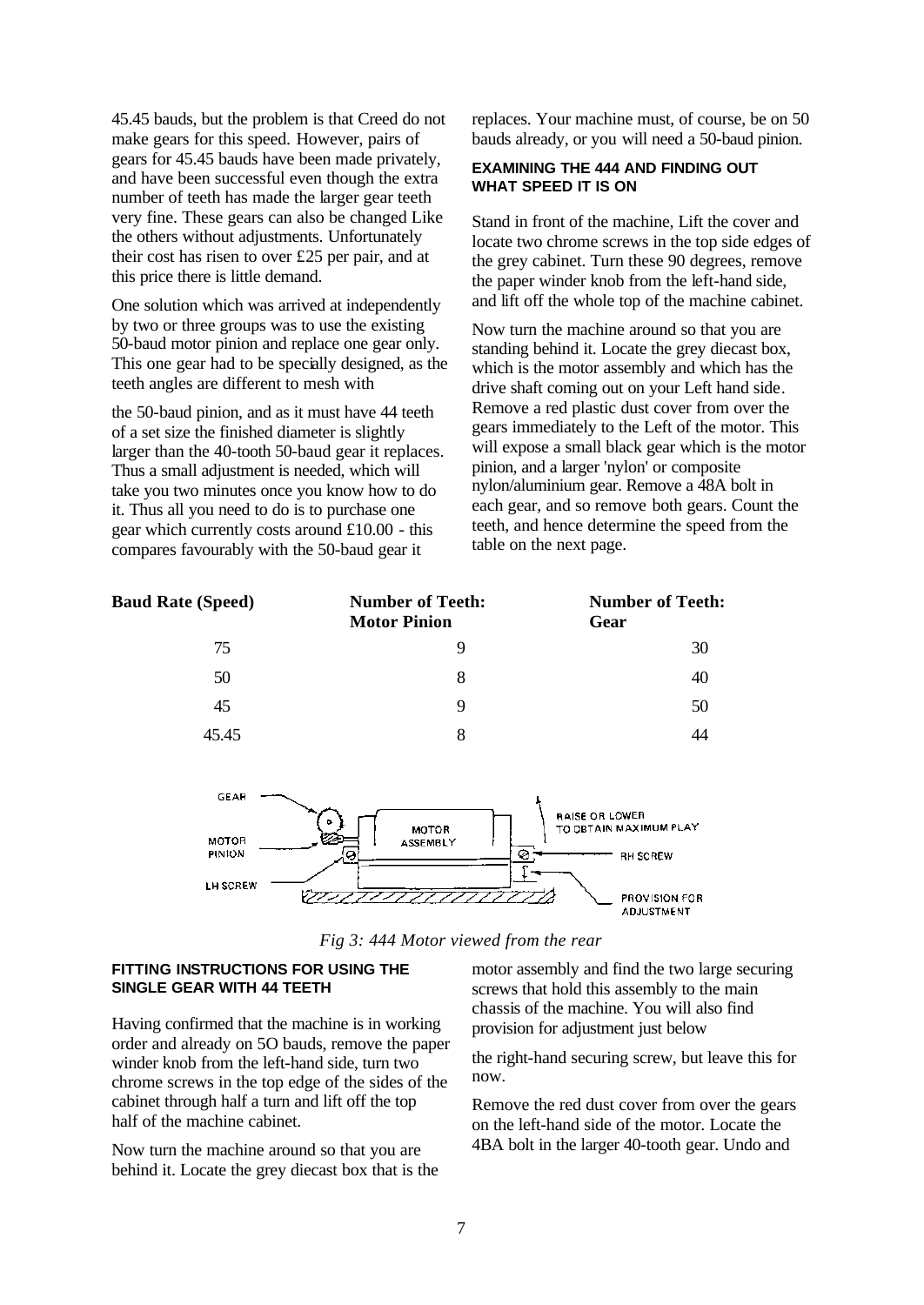45.45 bauds, but the problem is that Creed do not make gears for this speed. However, pairs of gears for 45.45 bauds have been made privately, and have been successful even though the extra number of teeth has made the larger gear teeth very fine. These gears can also be changed Like the others without adjustments. Unfortunately their cost has risen to over £25 per pair, and at this price there is little demand.

One solution which was arrived at independently by two or three groups was to use the existing 50-baud motor pinion and replace one gear only. This one gear had to be specially designed, as the teeth angles are different to mesh with the 50-baud pinion, and as it must have 44 teeth of a set size the finished diameter is slightly larger than the 40-tooth 50-baud gear it replaces. Thus a small adjustment is needed, which will take you two minutes once you know how to do it. Thus all you need to do is to purchase one gear which currently costs around £10.00 - this compares favourably with the 50-baud gear it replaces. Your machine must, of course, be on 50 bauds already, or you will need a 50-baud pinion.

### EXAMINING THE 444 AND FINDING OUT WHAT SPEED IT IS ON

Stand in front of the machine, Lift the cover and locate two chrome screws in the top side edges of the grey cabinet. Turn these 90 degrees, remove the paper winder knob from the left-hand side, and lift off the whole top of the machine cabinet.

Now turn the machine around so that you are standing behind it. Locate the grey diecast box, which is the motor assembly and which has the drive shaft coming out on your Left hand side. Remove a red plastic dust cover from over the gears immediately to the Left of the motor. This will expose a small black gear which is the motor pinion, and a larger 'nylon' or composite nylon/aluminium gear. Remove a 48A bolt in each gear, and so remove both gears. Count the teeth, and hence determine the speed from the table on the next page.

| Baud Rate (Speed) | Number of Teeth: Motor Pinion | Number of Teeth: Gear |
|---|---|---|
| 75 | 9 | 30 |
| 50 | 8 | 40 |
| 45 | 9 | 50 |
| 45.45 | 8 | 44 |

GEAR — MOTOR PINION — LH SCREW — MOTOR ASSEMBLY — RAISE OR LOWER TO OBTAIN MAXIMUM PLAY — RH SCREW — PROVISION FOR ADJUSTMENT

*Fig 3: 444 Motor viewed from the rear*

### FITTING INSTRUCTIONS FOR USING THE SINGLE GEAR WITH 44 TEETH

Having confirmed that the machine is in working order and already on 5O bauds, remove the paper winder knob from the left-hand side, turn two chrome screws in the top edge of the sides of the cabinet through half a turn and lift off the top half of the machine cabinet.

Now turn the machine around so that you are behind it. Locate the grey diecast box that is the motor assembly and find the two large securing screws that hold this assembly to the main chassis of the machine. You will also find provision for adjustment just below the right-hand securing screw, but leave this for now.

Remove the red dust cover from over the gears on the left-hand side of the motor. Locate the 4BA bolt in the larger 40-tooth gear. Undo and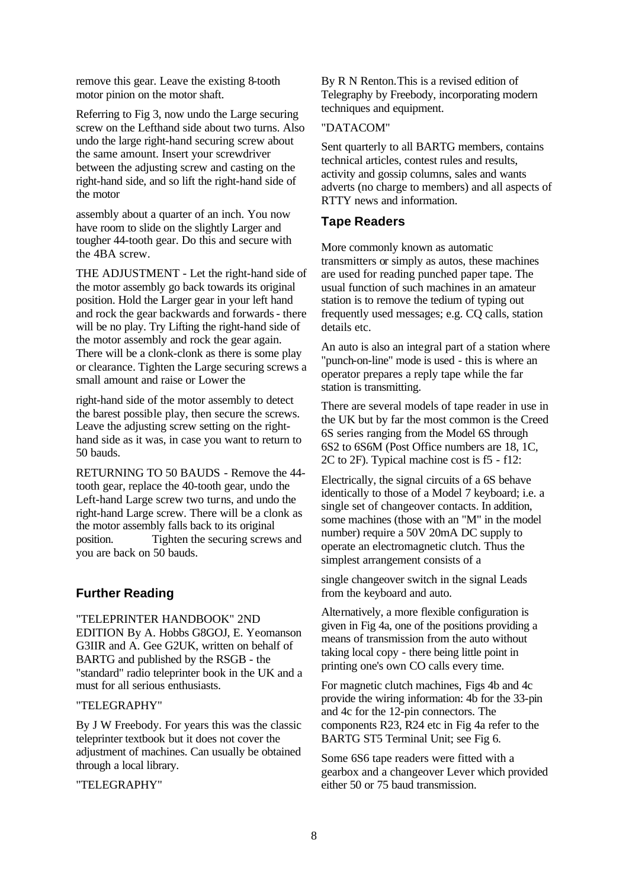remove this gear. Leave the existing 8-tooth motor pinion on the motor shaft.

Referring to Fig 3, now undo the Large securing screw on the Lefthand side about two turns. Also undo the large right-hand securing screw about the same amount. Insert your screwdriver between the adjusting screw and casting on the right-hand side, and so lift the right-hand side of the motor assembly about a quarter of an inch. You now have room to slide on the slightly Larger and tougher 44-tooth gear. Do this and secure with the 4BA screw.

THE ADJUSTMENT - Let the right-hand side of the motor assembly go back towards its original position. Hold the Larger gear in your left hand and rock the gear backwards and forwards - there will be no play. Try Lifting the right-hand side of the motor assembly and rock the gear again. There will be a clonk-clonk as there is some play or clearance. Tighten the Large securing screws a small amount and raise or Lower the right-hand side of the motor assembly to detect the barest possible play, then secure the screws. Leave the adjusting screw setting on the right-hand side as it was, in case you want to return to 50 bauds.

RETURNING TO 50 BAUDS - Remove the 44-tooth gear, replace the 40-tooth gear, and undo the Left-hand Large screw two turns, and undo the right-hand Large screw. There will be a clonk as the motor assembly falls back to its original position. Tighten the securing screws and you are back on 50 bauds.

## Further Reading

"TELEPRINTER HANDBOOK" 2ND EDITION By A. Hobbs G8GOJ, E. Yeomanson G3IIR and A. Gee G2UK, written on behalf of BARTG and published by the RSGB - the "standard" radio teleprinter book in the UK and a must for all serious enthusiasts.

"TELEGRAPHY"

By J W Freebody. For years this was the classic teleprinter textbook but it does not cover the adjustment of machines. Can usually be obtained through a local library.

"TELEGRAPHY"

By R N Renton. This is a revised edition of Telegraphy by Freebody, incorporating modern techniques and equipment.

"DATACOM"

Sent quarterly to all BARTG members, contains technical articles, contest rules and results, activity and gossip columns, sales and wants adverts (no charge to members) and all aspects of RTTY news and information.

## Tape Readers

More commonly known as automatic transmitters or simply as autos, these machines are used for reading punched paper tape. The usual function of such machines in an amateur station is to remove the tedium of typing out frequently used messages; e.g. CQ calls, station details etc.

An auto is also an integral part of a station where "punch-on-line" mode is used - this is where an operator prepares a reply tape while the far station is transmitting.

There are several models of tape reader in use in the UK but by far the most common is the Creed 6S series ranging from the Model 6S through 6S2 to 6S6M (Post Office numbers are 18, 1C, 2C to 2F). Typical machine cost is f5 - f12:

Electrically, the signal circuits of a 6S behave identically to those of a Model 7 keyboard; i.e. a single set of changeover contacts. In addition, some machines (those with an "M" in the model number) require a 50V 20mA DC supply to operate an electromagnetic clutch. Thus the simplest arrangement consists of a single changeover switch in the signal Leads from the keyboard and auto.

Alternatively, a more flexible configuration is given in Fig 4a, one of the positions providing a means of transmission from the auto without taking local copy - there being little point in printing one's own CO calls every time.

For magnetic clutch machines, Figs 4b and 4c provide the wiring information: 4b for the 33-pin and 4c for the 12-pin connectors. The components R23, R24 etc in Fig 4a refer to the BARTG ST5 Terminal Unit; see Fig 6.

Some 6S6 tape readers were fitted with a gearbox and a changeover Lever which provided either 50 or 75 baud transmission.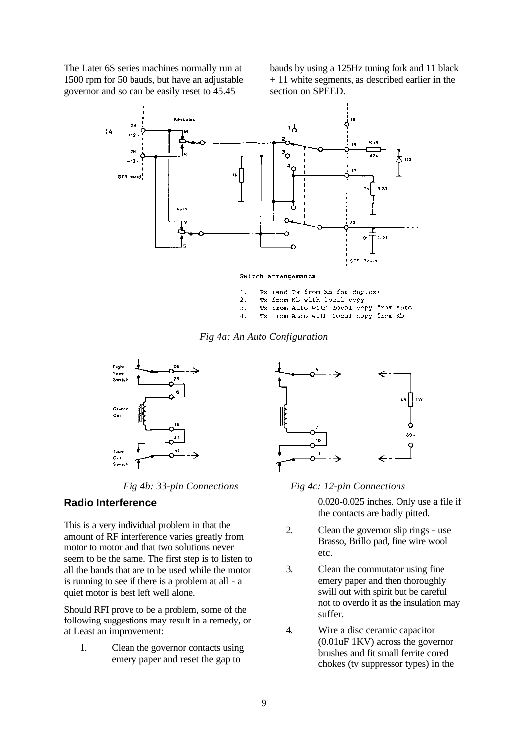The Later 6S series machines normally run at 1500 rpm for 50 bauds, but have an adjustable governor and so can be easily reset to 45.45 bauds by using a 125Hz tuning fork and 11 black + 11 white segments, as described earlier in the section on SPEED.

Switch arrangements

1. Rx (and Tx from Kb for duplex)
2. Tx from Kb with local copy
3. Tx from Auto with local copy from Auto
4. Tx from Auto with local copy from Kb

*Fig 4a: An Auto Configuration*

*Fig 4b: 33-pin Connections*

*Fig 4c: 12-pin Connections*

## Radio Interference

This is a very individual problem in that the amount of RF interference varies greatly from motor to motor and that two solutions never seem to be the same. The first step is to listen to all the bands that are to be used while the motor is running to see if there is a problem at all - a quiet motor is best left well alone.

Should RFI prove to be a problem, some of the following suggestions may result in a remedy, or at Least an improvement:

1. Clean the governor contacts using emery paper and reset the gap to 0.020-0.025 inches. Only use a file if the contacts are badly pitted.
2. Clean the governor slip rings - use Brasso, Brillo pad, fine wire wool etc.
3. Clean the commutator using fine emery paper and then thoroughly swill out with spirit but be careful not to overdo it as the insulation may suffer.
4. Wire a disc ceramic capacitor (0.01uF 1KV) across the governor brushes and fit small ferrite cored chokes (tv suppressor types) in the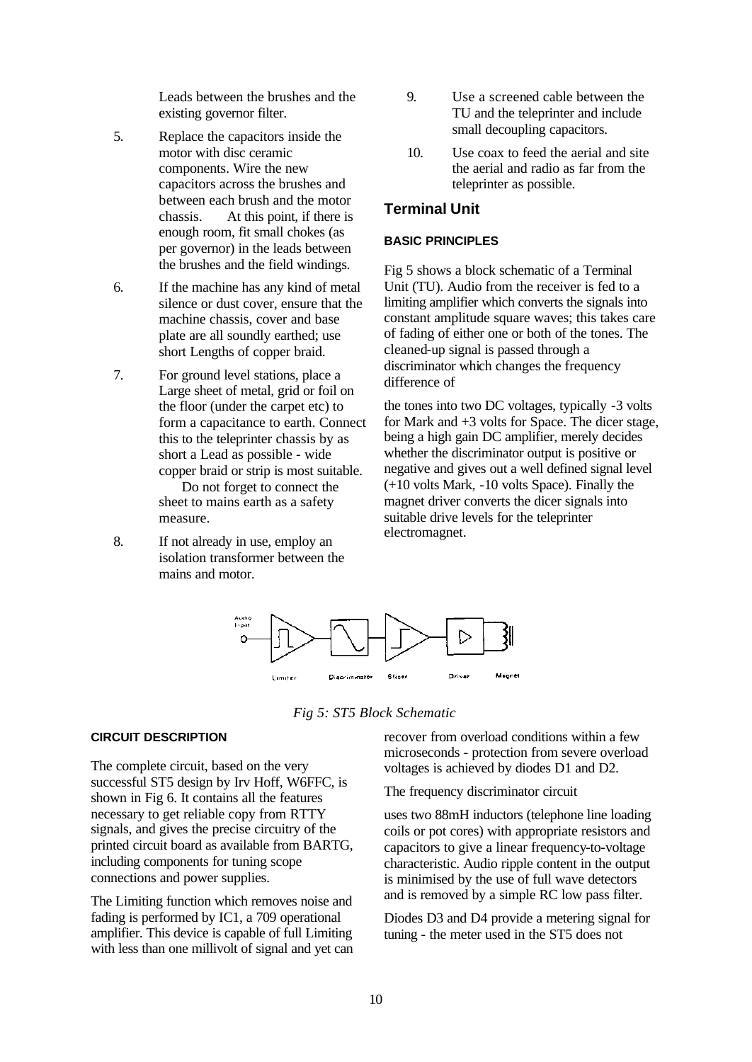Leads between the brushes and the existing governor filter.

5. Replace the capacitors inside the motor with disc ceramic components. Wire the new capacitors across the brushes and between each brush and the motor chassis. At this point, if there is enough room, fit small chokes (as per governor) in the leads between the brushes and the field windings.

6. If the machine has any kind of metal silence or dust cover, ensure that the machine chassis, cover and base plate are all soundly earthed; use short Lengths of copper braid.

7. For ground level stations, place a Large sheet of metal, grid or foil on the floor (under the carpet etc) to form a capacitance to earth. Connect this to the teleprinter chassis by as short a Lead as possible - wide copper braid or strip is most suitable.
   Do not forget to connect the sheet to mains earth as a safety measure.

8. If not already in use, employ an isolation transformer between the mains and motor.

9. Use a screened cable between the TU and the teleprinter and include small decoupling capacitors.

10. Use coax to feed the aerial and site the aerial and radio as far from the teleprinter as possible.

## Terminal Unit

### BASIC PRINCIPLES

Fig 5 shows a block schematic of a Terminal Unit (TU). Audio from the receiver is fed to a limiting amplifier which converts the signals into constant amplitude square waves; this takes care of fading of either one or both of the tones. The cleaned-up signal is passed through a discriminator which changes the frequency difference of the tones into two DC voltages, typically -3 volts for Mark and +3 volts for Space. The dicer stage, being a high gain DC amplifier, merely decides whether the discriminator output is positive or negative and gives out a well defined signal level (+10 volts Mark, -10 volts Space). Finally the magnet driver converts the dicer signals into suitable drive levels for the teleprinter electromagnet.

Audio Input — Limiter — Discriminator — Slicer — Driver — Magnet

*Fig 5: ST5 Block Schematic*

### CIRCUIT DESCRIPTION

The complete circuit, based on the very successful ST5 design by Irv Hoff, W6FFC, is shown in Fig 6. It contains all the features necessary to get reliable copy from RTTY signals, and gives the precise circuitry of the printed circuit board as available from BARTG, including components for tuning scope connections and power supplies.

The Limiting function which removes noise and fading is performed by IC1, a 709 operational amplifier. This device is capable of full Limiting with less than one millivolt of signal and yet can recover from overload conditions within a few microseconds - protection from severe overload voltages is achieved by diodes D1 and D2.

The frequency discriminator circuit uses two 88mH inductors (telephone line loading coils or pot cores) with appropriate resistors and capacitors to give a linear frequency-to-voltage characteristic. Audio ripple content in the output is minimised by the use of full wave detectors and is removed by a simple RC low pass filter.

Diodes D3 and D4 provide a metering signal for tuning - the meter used in the ST5 does not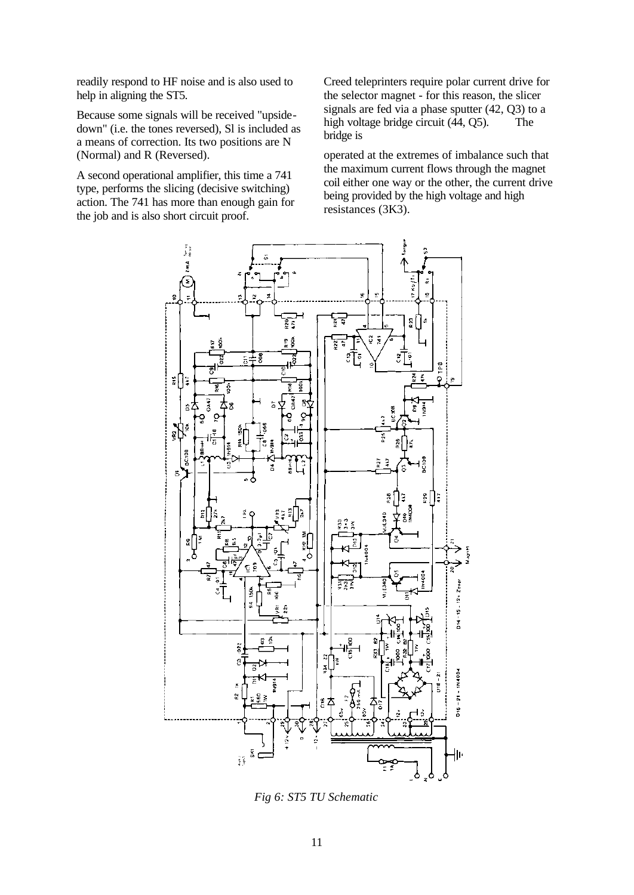readily respond to HF noise and is also used to help in aligning the ST5.

Because some signals will be received "upside-down" (i.e. the tones reversed), Sl is included as a means of correction. Its two positions are N (Normal) and R (Reversed).

A second operational amplifier, this time a 741 type, performs the slicing (decisive switching) action. The 741 has more than enough gain for the job and is also short circuit proof.

Creed teleprinters require polar current drive for the selector magnet - for this reason, the slicer signals are fed via a phase sputter (42, Q3) to a high voltage bridge circuit (44, Q5). The bridge is

operated at the extremes of imbalance such that the maximum current flows through the magnet coil either one way or the other, the current drive being provided by the high voltage and high resistances (3K3).

*Fig 6: ST5 TU Schematic*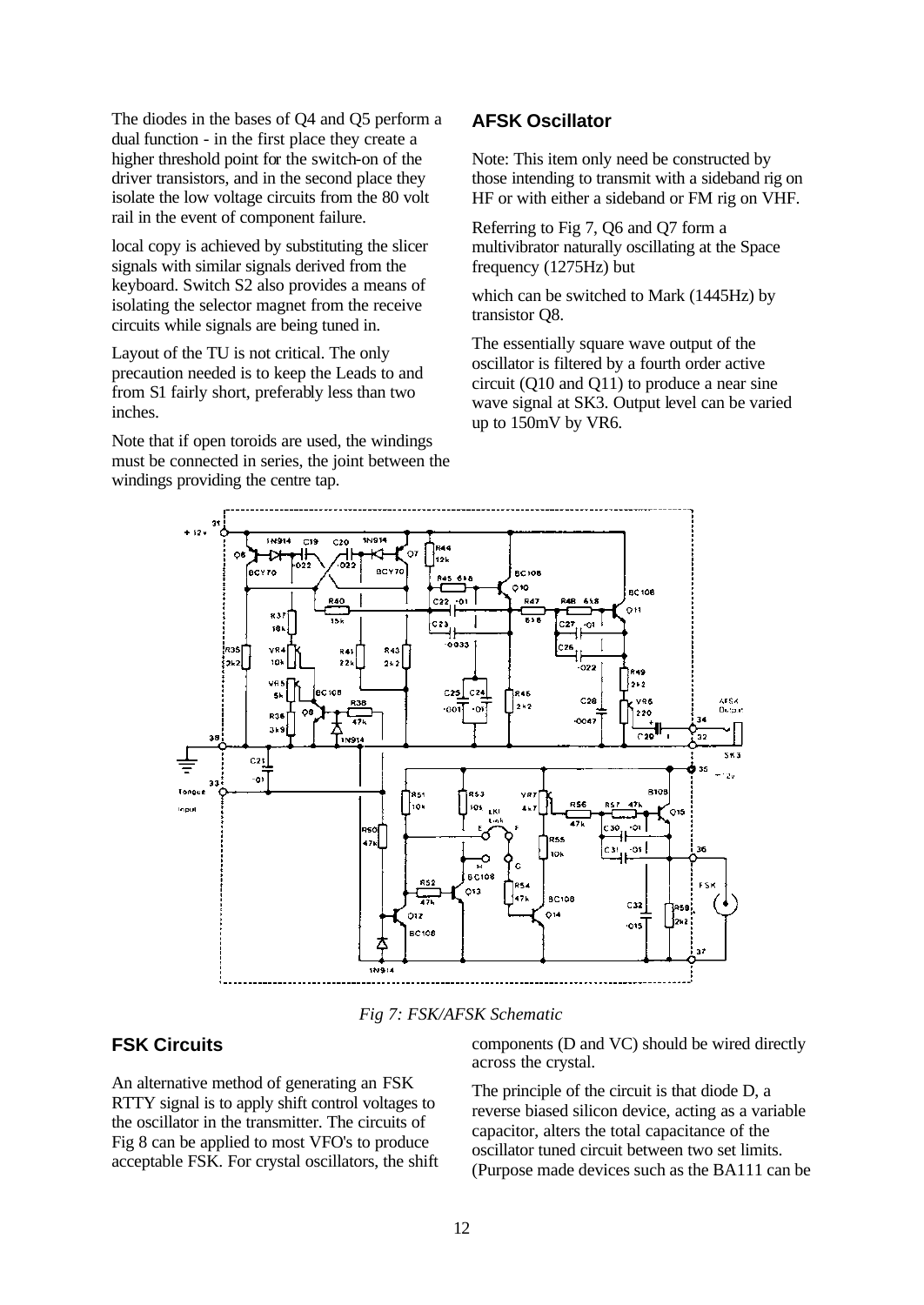The diodes in the bases of Q4 and Q5 perform a dual function - in the first place they create a higher threshold point for the switch-on of the driver transistors, and in the second place they isolate the low voltage circuits from the 80 volt rail in the event of component failure.

local copy is achieved by substituting the slicer signals with similar signals derived from the keyboard. Switch S2 also provides a means of isolating the selector magnet from the receive circuits while signals are being tuned in.

Layout of the TU is not critical. The only precaution needed is to keep the Leads to and from S1 fairly short, preferably less than two inches.

Note that if open toroids are used, the windings must be connected in series, the joint between the windings providing the centre tap.

## AFSK Oscillator

Note: This item only need be constructed by those intending to transmit with a sideband rig on HF or with either a sideband or FM rig on VHF.

Referring to Fig 7, Q6 and Q7 form a multivibrator naturally oscillating at the Space frequency (1275Hz) but

which can be switched to Mark (1445Hz) by transistor Q8.

The essentially square wave output of the oscillator is filtered by a fourth order active circuit (Q10 and Q11) to produce a near sine wave signal at SK3. Output level can be varied up to 150mV by VR6.

*Fig 7: FSK/AFSK Schematic*

## FSK Circuits

An alternative method of generating an FSK RTTY signal is to apply shift control voltages to the oscillator in the transmitter. The circuits of Fig 8 can be applied to most VFO's to produce acceptable FSK. For crystal oscillators, the shift components (D and VC) should be wired directly across the crystal.

The principle of the circuit is that diode D, a reverse biased silicon device, acting as a variable capacitor, alters the total capacitance of the oscillator tuned circuit between two set limits. (Purpose made devices such as the BA111 can be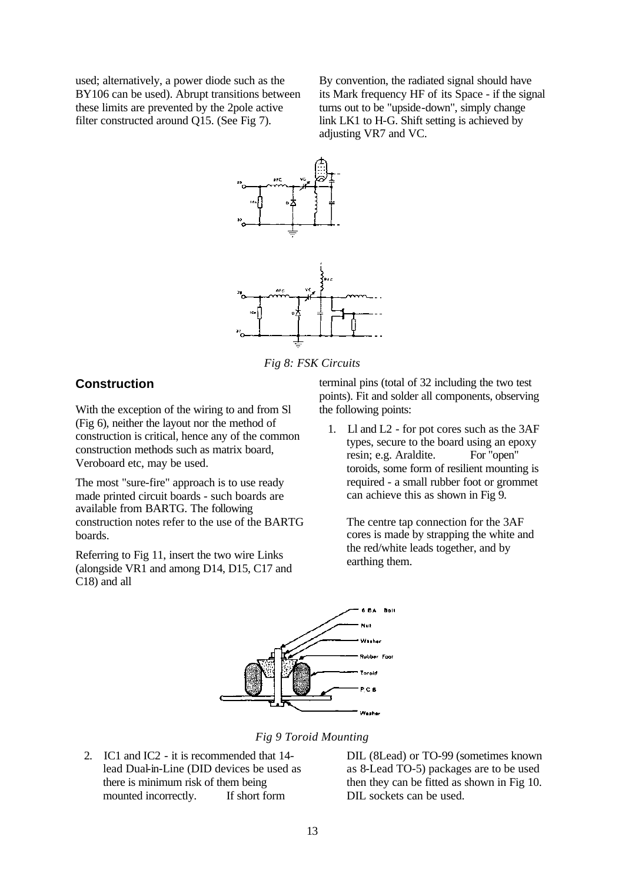used; alternatively, a power diode such as the BY106 can be used). Abrupt transitions between these limits are prevented by the 2pole active filter constructed around Q15. (See Fig 7).

By convention, the radiated signal should have its Mark frequency HF of its Space - if the signal turns out to be "upside-down", simply change link LK1 to H-G. Shift setting is achieved by adjusting VR7 and VC.

*Fig 8: FSK Circuits*

## Construction

With the exception of the wiring to and from Sl (Fig 6), neither the layout nor the method of construction is critical, hence any of the common construction methods such as matrix board, Veroboard etc, may be used.

The most "sure-fire" approach is to use ready made printed circuit boards - such boards are available from BARTG. The following construction notes refer to the use of the BARTG boards.

Referring to Fig 11, insert the two wire Links (alongside VR1 and among D14, D15, C17 and C18) and all terminal pins (total of 32 including the two test points). Fit and solder all components, observing the following points:

1. Ll and L2 - for pot cores such as the 3AF types, secure to the board using an epoxy resin; e.g. Araldite. For "open" toroids, some form of resilient mounting is required - a small rubber foot or grommet can achieve this as shown in Fig 9.

   The centre tap connection for the 3AF cores is made by strapping the white and the red/white leads together, and by earthing them.

*Fig 9 Toroid Mounting*

2. IC1 and IC2 - it is recommended that 14-lead Dual-in-Line (DID devices be used as there is minimum risk of them being mounted incorrectly. If short form DIL (8Lead) or TO-99 (sometimes known as 8-Lead TO-5) packages are to be used then they can be fitted as shown in Fig 10. DIL sockets can be used.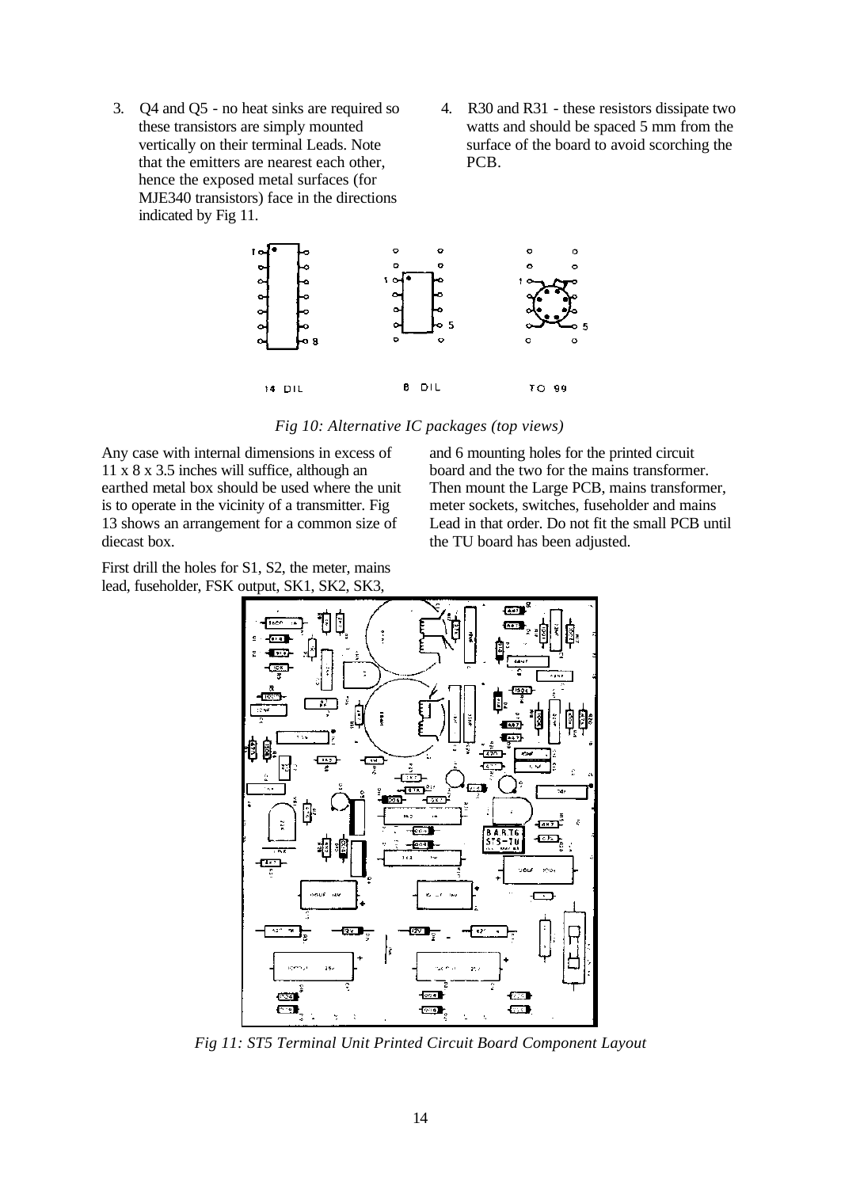3. Q4 and Q5 - no heat sinks are required so these transistors are simply mounted vertically on their terminal Leads. Note that the emitters are nearest each other, hence the exposed metal surfaces (for MJE340 transistors) face in the directions indicated by Fig 11.

4. R30 and R31 - these resistors dissipate two watts and should be spaced 5 mm from the surface of the board to avoid scorching the PCB.

*Fig 10: Alternative IC packages (top views)*

Any case with internal dimensions in excess of 11 x 8 x 3.5 inches will suffice, although an earthed metal box should be used where the unit is to operate in the vicinity of a transmitter. Fig 13 shows an arrangement for a common size of diecast box.

First drill the holes for S1, S2, the meter, mains lead, fuseholder, FSK output, SK1, SK2, SK3, and 6 mounting holes for the printed circuit board and the two for the mains transformer. Then mount the Large PCB, mains transformer, meter sockets, switches, fuseholder and mains Lead in that order. Do not fit the small PCB until the TU board has been adjusted.

*Fig 11: ST5 Terminal Unit Printed Circuit Board Component Layout*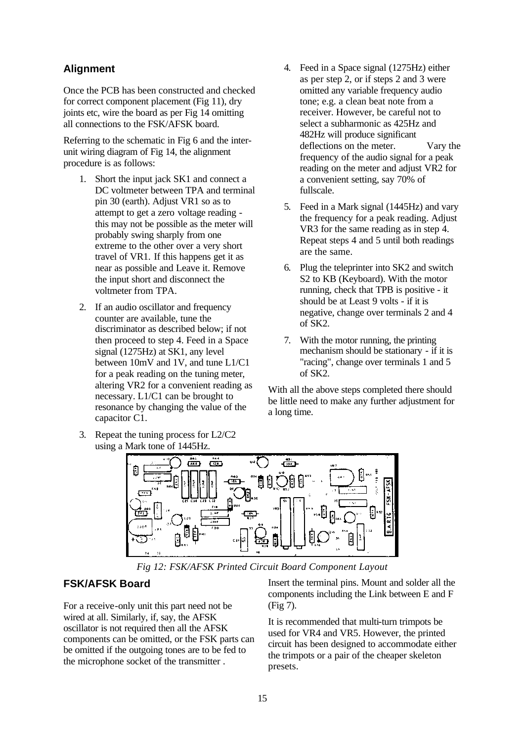## Alignment

Once the PCB has been constructed and checked for correct component placement (Fig 11), dry joints etc, wire the board as per Fig 14 omitting all connections to the FSK/AFSK board.

Referring to the schematic in Fig 6 and the inter-unit wiring diagram of Fig 14, the alignment procedure is as follows:

1. Short the input jack SK1 and connect a DC voltmeter between TPA and terminal pin 30 (earth). Adjust VR1 so as to attempt to get a zero voltage reading - this may not be possible as the meter will probably swing sharply from one extreme to the other over a very short travel of VR1. If this happens get it as near as possible and Leave it. Remove the input short and disconnect the voltmeter from TPA.
2. If an audio oscillator and frequency counter are available, tune the discriminator as described below; if not then proceed to step 4. Feed in a Space signal (1275Hz) at SK1, any level between 10mV and 1V, and tune L1/C1 for a peak reading on the tuning meter, altering VR2 for a convenient reading as necessary. L1/C1 can be brought to resonance by changing the value of the capacitor C1.
3. Repeat the tuning process for L2/C2 using a Mark tone of 1445Hz.
4. Feed in a Space signal (1275Hz) either as per step 2, or if steps 2 and 3 were omitted any variable frequency audio tone; e.g. a clean beat note from a receiver. However, be careful not to select a subharmonic as 425Hz and 482Hz will produce significant deflections on the meter. Vary the frequency of the audio signal for a peak reading on the meter and adjust VR2 for a convenient setting, say 70% of fullscale.
5. Feed in a Mark signal (1445Hz) and vary the frequency for a peak reading. Adjust VR3 for the same reading as in step 4. Repeat steps 4 and 5 until both readings are the same.
6. Plug the teleprinter into SK2 and switch S2 to KB (Keyboard). With the motor running, check that TPB is positive - it should be at Least 9 volts - if it is negative, change over terminals 2 and 4 of SK2.
7. With the motor running, the printing mechanism should be stationary - if it is "racing", change over terminals 1 and 5 of SK2.

With all the above steps completed there should be little need to make any further adjustment for a long time.

*Fig 12: FSK/AFSK Printed Circuit Board Component Layout*

## FSK/AFSK Board

For a receive-only unit this part need not be wired at all. Similarly, if, say, the AFSK oscillator is not required then all the AFSK components can be omitted, or the FSK parts can be omitted if the outgoing tones are to be fed to the microphone socket of the transmitter .

Insert the terminal pins. Mount and solder all the components including the Link between E and F (Fig 7).

It is recommended that multi-turn trimpots be used for VR4 and VR5. However, the printed circuit has been designed to accommodate either the trimpots or a pair of the cheaper skeleton presets.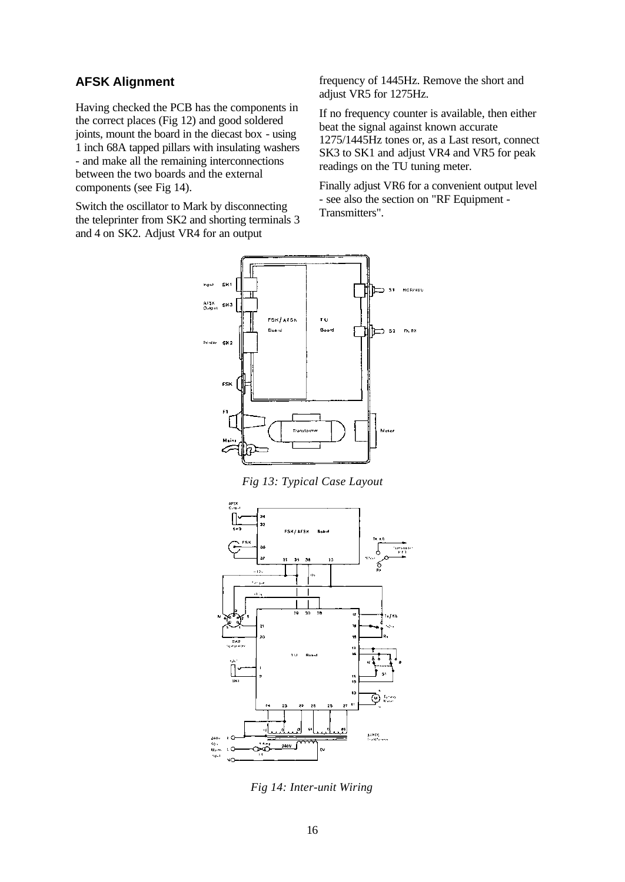## AFSK Alignment

Having checked the PCB has the components in the correct places (Fig 12) and good soldered joints, mount the board in the diecast box - using 1 inch 68A tapped pillars with insulating washers - and make all the remaining interconnections between the two boards and the external components (see Fig 14).

Switch the oscillator to Mark by disconnecting the teleprinter from SK2 and shorting terminals 3 and 4 on SK2. Adjust VR4 for an output frequency of 1445Hz. Remove the short and adjust VR5 for 1275Hz.

If no frequency counter is available, then either beat the signal against known accurate 1275/1445Hz tones or, as a Last resort, connect SK3 to SK1 and adjust VR4 and VR5 for peak readings on the TU tuning meter.

Finally adjust VR6 for a convenient output level - see also the section on "RF Equipment - Transmitters".

*Fig 13: Typical Case Layout*

*Fig 14: Inter-unit Wiring*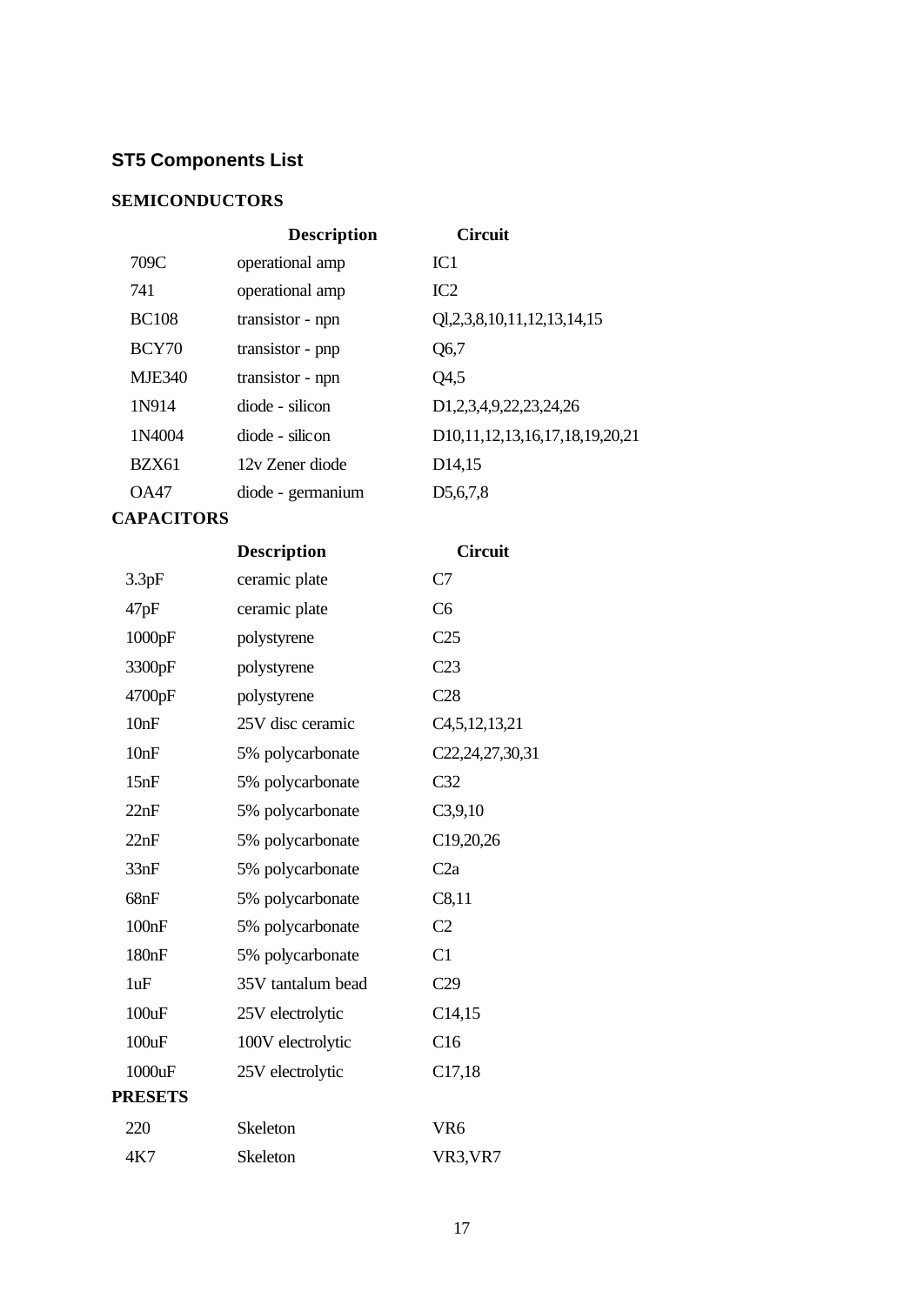## ST5 Components List

### SEMICONDUCTORS

| | Description | Circuit |
|---|---|---|
| 709C | operational amp | IC1 |
| 741 | operational amp | IC2 |
| BC108 | transistor - npn | Ql,2,3,8,10,11,12,13,14,15 |
| BCY70 | transistor - pnp | Q6,7 |
| MJE340 | transistor - npn | Q4,5 |
| 1N914 | diode - silicon | D1,2,3,4,9,22,23,24,26 |
| 1N4004 | diode - silicon | D10,11,12,13,16,17,18,19,20,21 |
| BZX61 | 12v Zener diode | D14,15 |
| OA47 | diode - germanium | D5,6,7,8 |

### CAPACITORS

| | Description | Circuit |
|---|---|---|
| 3.3pF | ceramic plate | C7 |
| 47pF | ceramic plate | C6 |
| 1000pF | polystyrene | C25 |
| 3300pF | polystyrene | C23 |
| 4700pF | polystyrene | C28 |
| 10nF | 25V disc ceramic | C4,5,12,13,21 |
| 10nF | 5% polycarbonate | C22,24,27,30,31 |
| 15nF | 5% polycarbonate | C32 |
| 22nF | 5% polycarbonate | C3,9,10 |
| 22nF | 5% polycarbonate | C19,20,26 |
| 33nF | 5% polycarbonate | C2a |
| 68nF | 5% polycarbonate | C8,11 |
| 100nF | 5% polycarbonate | C2 |
| 180nF | 5% polycarbonate | C1 |
| 1uF | 35V tantalum bead | C29 |
| 100uF | 25V electrolytic | C14,15 |
| 100uF | 100V electrolytic | C16 |
| 1000uF | 25V electrolytic | C17,18 |

### PRESETS

| | | |
|---|---|---|
| 220 | Skeleton | VR6 |
| 4K7 | Skeleton | VR3,VR7 |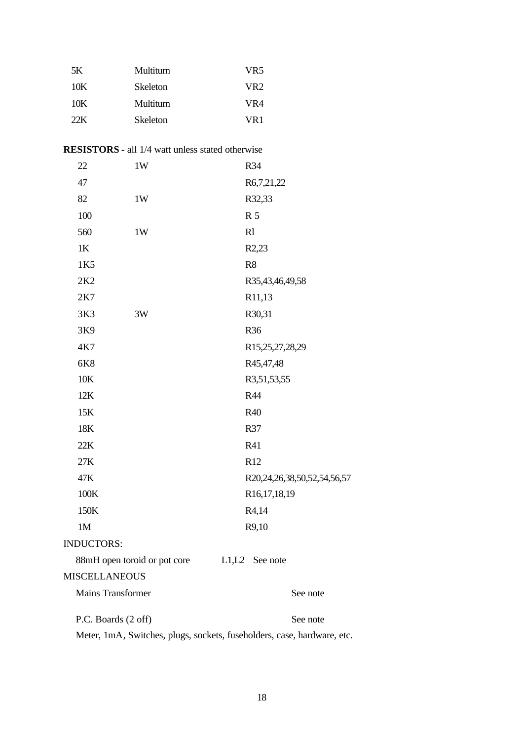| | | |
|---|---|---|
| 5K | Multiturn | VR5 |
| 10K | Skeleton | VR2 |
| 10K | Multiturn | VR4 |
| 22K | Skeleton | VR1 |

**RESISTORS** - all 1/4 watt unless stated otherwise

| | | |
|---|---|---|
| 22 | 1W | R34 |
| 47 | | R6,7,21,22 |
| 82 | 1W | R32,33 |
| 100 | | R 5 |
| 560 | 1W | Rl |
| 1K | | R2,23 |
| 1K5 | | R8 |
| 2K2 | | R35,43,46,49,58 |
| 2K7 | | R11,13 |
| 3K3 | 3W | R30,31 |
| 3K9 | | R36 |
| 4K7 | | R15,25,27,28,29 |
| 6K8 | | R45,47,48 |
| 10K | | R3,51,53,55 |
| 12K | | R44 |
| 15K | | R40 |
| 18K | | R37 |
| 22K | | R41 |
| 27K | | R12 |
| 47K | | R20,24,26,38,50,52,54,56,57 |
| 100K | | R16,17,18,19 |
| 150K | | R4,14 |
| 1M | | R9,10 |

INDUCTORS:

88mH open toroid or pot core L1,L2 See note

MISCELLANEOUS

| | |
|---|---|
| Mains Transformer | See note |
| P.C. Boards (2 off) | See note |

Meter, 1mA, Switches, plugs, sockets, fuseholders, case, hardware, etc.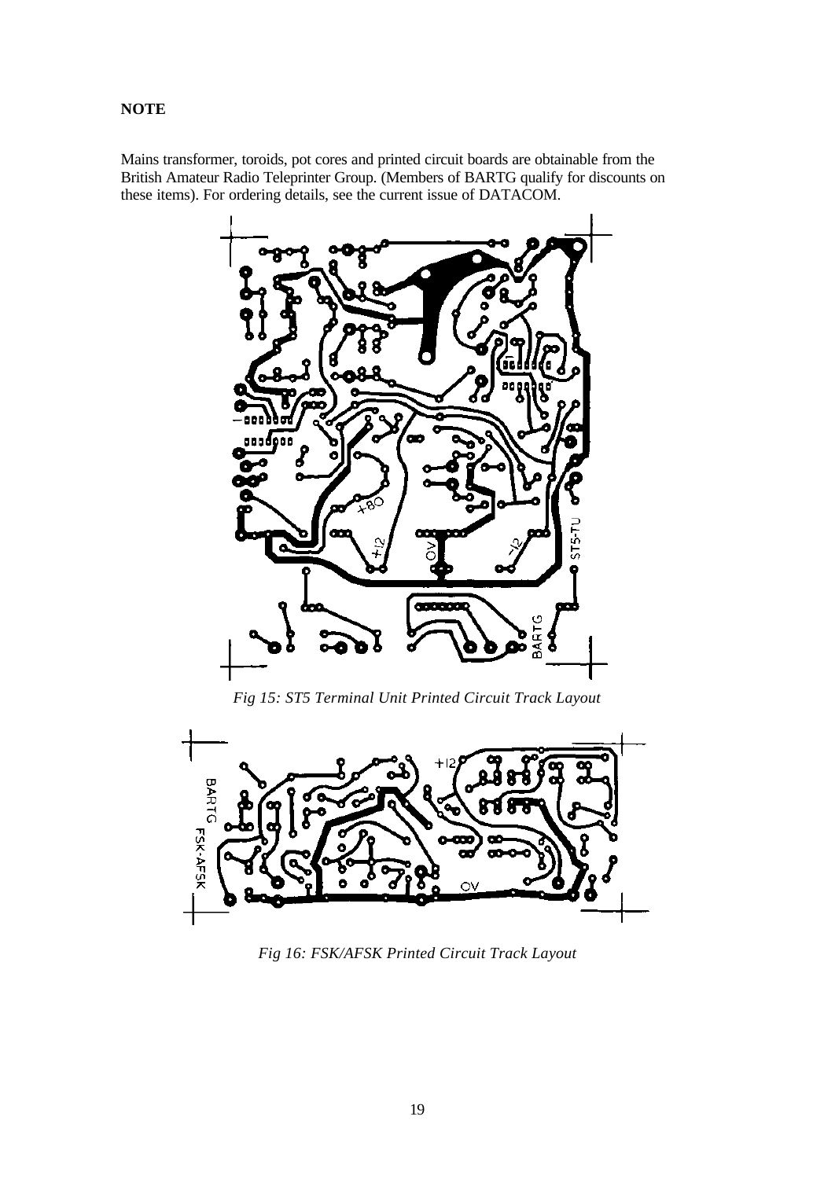**NOTE**

Mains transformer, toroids, pot cores and printed circuit boards are obtainable from the British Amateur Radio Teleprinter Group. (Members of BARTG qualify for discounts on these items). For ordering details, see the current issue of DATACOM.

*Fig 15: ST5 Terminal Unit Printed Circuit Track Layout*

*Fig 16: FSK/AFSK Printed Circuit Track Layout*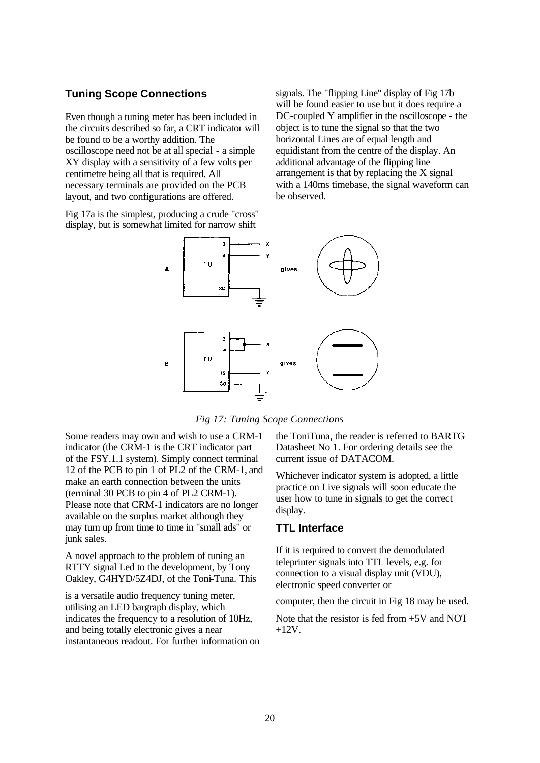## Tuning Scope Connections

Even though a tuning meter has been included in the circuits described so far, a CRT indicator will be found to be a worthy addition. The oscilloscope need not be at all special - a simple XY display with a sensitivity of a few volts per centimetre being all that is required. All necessary terminals are provided on the PCB layout, and two configurations are offered.

Fig 17a is the simplest, producing a crude "cross" display, but is somewhat limited for narrow shift signals. The "flipping Line" display of Fig 17b will be found easier to use but it does require a DC-coupled Y amplifier in the oscilloscope - the object is to tune the signal so that the two horizontal Lines are of equal length and equidistant from the centre of the display. An additional advantage of the flipping line arrangement is that by replacing the X signal with a 140ms timebase, the signal waveform can be observed.

*Fig 17: Tuning Scope Connections*

Some readers may own and wish to use a CRM-1 indicator (the CRM-1 is the CRT indicator part of the FSY.1.1 system). Simply connect terminal 12 of the PCB to pin 1 of PL2 of the CRM-1, and make an earth connection between the units (terminal 30 PCB to pin 4 of PL2 CRM-1). Please note that CRM-1 indicators are no longer available on the surplus market although they may turn up from time to time in "small ads" or junk sales.

A novel approach to the problem of tuning an RTTY signal Led to the development, by Tony Oakley, G4HYD/5Z4DJ, of the Toni-Tuna. This is a versatile audio frequency tuning meter, utilising an LED bargraph display, which indicates the frequency to a resolution of 10Hz, and being totally electronic gives a near instantaneous readout. For further information on the ToniTuna, the reader is referred to BARTG Datasheet No 1. For ordering details see the current issue of DATACOM.

Whichever indicator system is adopted, a little practice on Live signals will soon educate the user how to tune in signals to get the correct display.

## TTL Interface

If it is required to convert the demodulated teleprinter signals into TTL levels, e.g. for connection to a visual display unit (VDU), electronic speed converter or computer, then the circuit in Fig 18 may be used.

Note that the resistor is fed from +5V and NOT +12V.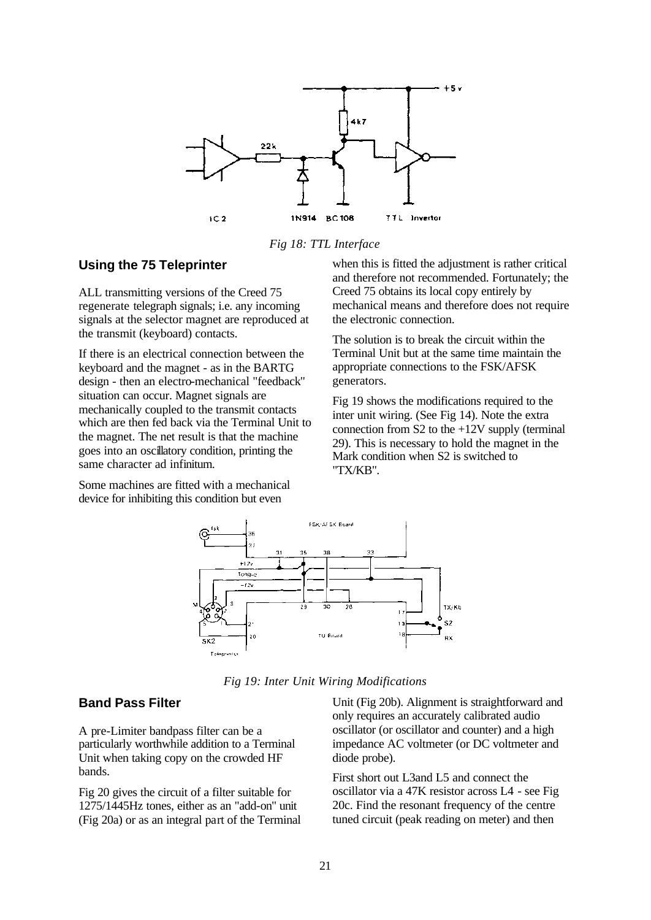*Fig 18: TTL Interface*

## Using the 75 Teleprinter

ALL transmitting versions of the Creed 75 regenerate telegraph signals; i.e. any incoming signals at the selector magnet are reproduced at the transmit (keyboard) contacts.

If there is an electrical connection between the keyboard and the magnet - as in the BARTG design - then an electro-mechanical "feedback" situation can occur. Magnet signals are mechanically coupled to the transmit contacts which are then fed back via the Terminal Unit to the magnet. The net result is that the machine goes into an oscillatory condition, printing the same character ad infinitum.

Some machines are fitted with a mechanical device for inhibiting this condition but even when this is fitted the adjustment is rather critical and therefore not recommended. Fortunately; the Creed 75 obtains its local copy entirely by mechanical means and therefore does not require the electronic connection.

The solution is to break the circuit within the Terminal Unit but at the same time maintain the appropriate connections to the FSK/AFSK generators.

Fig 19 shows the modifications required to the inter unit wiring. (See Fig 14). Note the extra connection from S2 to the +12V supply (terminal 29). This is necessary to hold the magnet in the Mark condition when S2 is switched to "TX/KB".

*Fig 19: Inter Unit Wiring Modifications*

## Band Pass Filter

A pre-Limiter bandpass filter can be a particularly worthwhile addition to a Terminal Unit when taking copy on the crowded HF bands.

Fig 20 gives the circuit of a filter suitable for 1275/1445Hz tones, either as an "add-on" unit (Fig 20a) or as an integral part of the Terminal Unit (Fig 20b). Alignment is straightforward and only requires an accurately calibrated audio oscillator (or oscillator and counter) and a high impedance AC voltmeter (or DC voltmeter and diode probe).

First short out L3and L5 and connect the oscillator via a 47K resistor across L4 - see Fig 20c. Find the resonant frequency of the centre tuned circuit (peak reading on meter) and then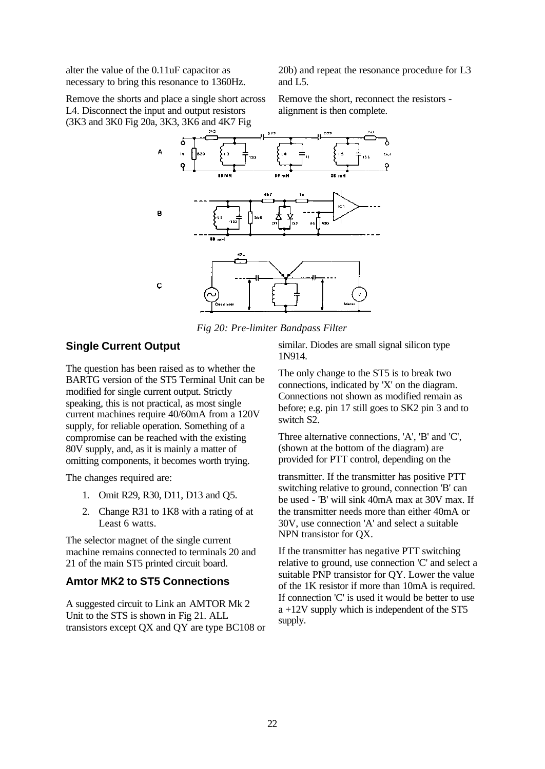alter the value of the 0.11uF capacitor as necessary to bring this resonance to 1360Hz.

Remove the shorts and place a single short across L4. Disconnect the input and output resistors (3K3 and 3K0 Fig 20a, 3K3, 3K6 and 4K7 Fig 20b) and repeat the resonance procedure for L3 and L5.

Remove the short, reconnect the resistors - alignment is then complete.

*Fig 20: Pre-limiter Bandpass Filter*

## Single Current Output

The question has been raised as to whether the BARTG version of the ST5 Terminal Unit can be modified for single current output. Strictly speaking, this is not practical, as most single current machines require 40/60mA from a 120V supply, for reliable operation. Something of a compromise can be reached with the existing 80V supply, and, as it is mainly a matter of omitting components, it becomes worth trying.

The changes required are:

1. Omit R29, R30, D11, D13 and Q5.
2. Change R31 to 1K8 with a rating of at Least 6 watts.

The selector magnet of the single current machine remains connected to terminals 20 and 21 of the main ST5 printed circuit board.

## Amtor MK2 to ST5 Connections

A suggested circuit to Link an AMTOR Mk 2 Unit to the STS is shown in Fig 21. ALL transistors except QX and QY are type BC108 or similar. Diodes are small signal silicon type 1N914.

The only change to the ST5 is to break two connections, indicated by 'X' on the diagram. Connections not shown as modified remain as before; e.g. pin 17 still goes to SK2 pin 3 and to switch S2.

Three alternative connections, 'A', 'B' and 'C', (shown at the bottom of the diagram) are provided for PTT control, depending on the transmitter. If the transmitter has positive PTT switching relative to ground, connection 'B' can be used - 'B' will sink 40mA max at 30V max. If the transmitter needs more than either 40mA or 30V, use connection 'A' and select a suitable NPN transistor for QX.

If the transmitter has negative PTT switching relative to ground, use connection 'C' and select a suitable PNP transistor for QY. Lower the value of the 1K resistor if more than 10mA is required. If connection 'C' is used it would be better to use a +12V supply which is independent of the ST5 supply.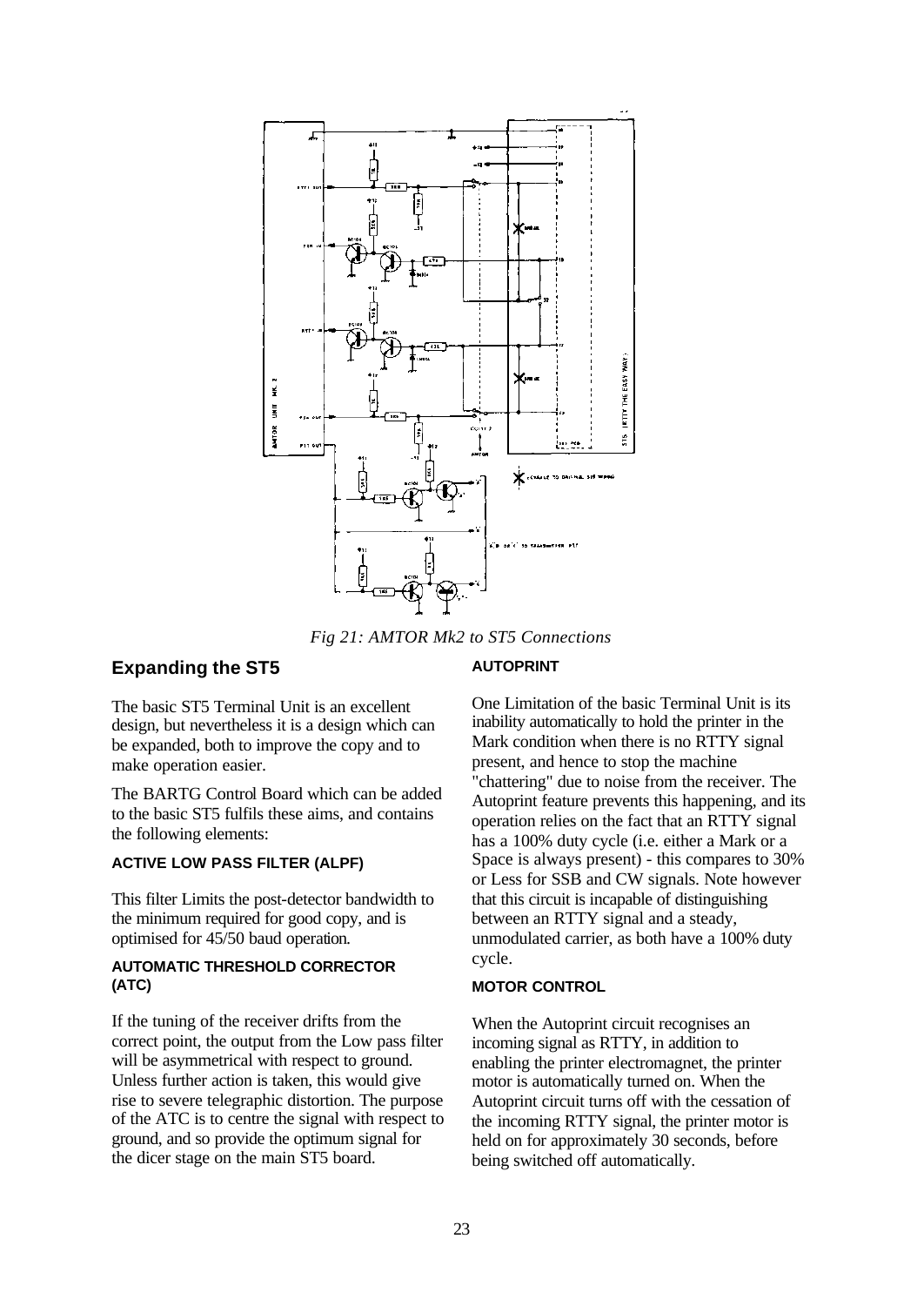*Fig 21: AMTOR Mk2 to ST5 Connections*

## Expanding the ST5

The basic ST5 Terminal Unit is an excellent design, but nevertheless it is a design which can be expanded, both to improve the copy and to make operation easier.

The BARTG Control Board which can be added to the basic ST5 fulfils these aims, and contains the following elements:

#### ACTIVE LOW PASS FILTER (ALPF)

This filter Limits the post-detector bandwidth to the minimum required for good copy, and is optimised for 45/50 baud operation.

#### AUTOMATIC THRESHOLD CORRECTOR (ATC)

If the tuning of the receiver drifts from the correct point, the output from the Low pass filter will be asymmetrical with respect to ground. Unless further action is taken, this would give rise to severe telegraphic distortion. The purpose of the ATC is to centre the signal with respect to ground, and so provide the optimum signal for the dicer stage on the main ST5 board.

#### AUTOPRINT

One Limitation of the basic Terminal Unit is its inability automatically to hold the printer in the Mark condition when there is no RTTY signal present, and hence to stop the machine "chattering" due to noise from the receiver. The Autoprint feature prevents this happening, and its operation relies on the fact that an RTTY signal has a 100% duty cycle (i.e. either a Mark or a Space is always present) - this compares to 30% or Less for SSB and CW signals. Note however that this circuit is incapable of distinguishing between an RTTY signal and a steady, unmodulated carrier, as both have a 100% duty cycle.

#### MOTOR CONTROL

When the Autoprint circuit recognises an incoming signal as RTTY, in addition to enabling the printer electromagnet, the printer motor is automatically turned on. When the Autoprint circuit turns off with the cessation of the incoming RTTY signal, the printer motor is held on for approximately 30 seconds, before being switched off automatically.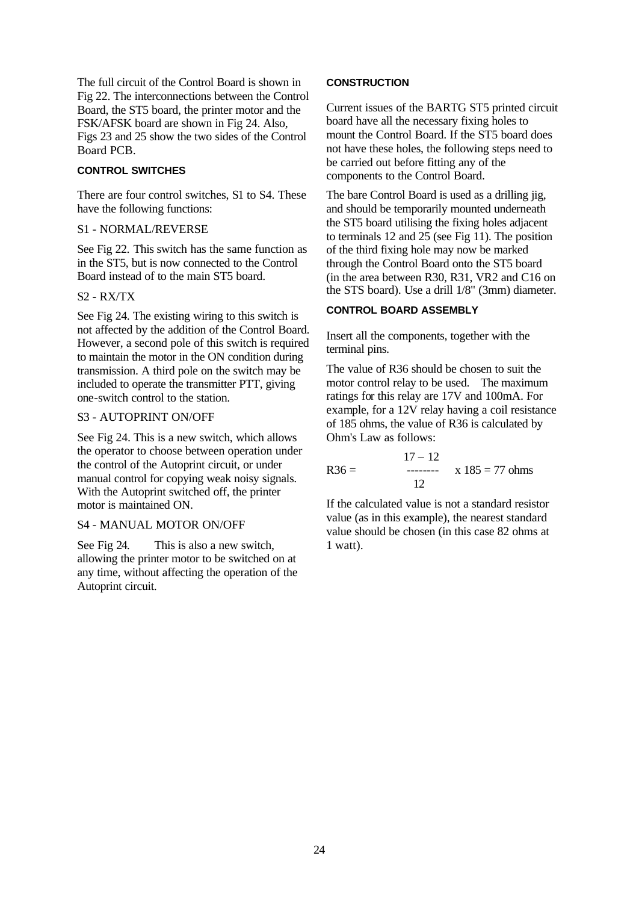The full circuit of the Control Board is shown in Fig 22. The interconnections between the Control Board, the ST5 board, the printer motor and the FSK/AFSK board are shown in Fig 24. Also, Figs 23 and 25 show the two sides of the Control Board PCB.

### CONTROL SWITCHES

There are four control switches, S1 to S4. These have the following functions:

S1 - NORMAL/REVERSE

See Fig 22. This switch has the same function as in the ST5, but is now connected to the Control Board instead of to the main ST5 board.

S2 - RX/TX

See Fig 24. The existing wiring to this switch is not affected by the addition of the Control Board. However, a second pole of this switch is required to maintain the motor in the ON condition during transmission. A third pole on the switch may be included to operate the transmitter PTT, giving one-switch control to the station.

S3 - AUTOPRINT ON/OFF

See Fig 24. This is a new switch, which allows the operator to choose between operation under the control of the Autoprint circuit, or under manual control for copying weak noisy signals. With the Autoprint switched off, the printer motor is maintained ON.

S4 - MANUAL MOTOR ON/OFF

See Fig 24. This is also a new switch, allowing the printer motor to be switched on at any time, without affecting the operation of the Autoprint circuit.

### CONSTRUCTION

Current issues of the BARTG ST5 printed circuit board have all the necessary fixing holes to mount the Control Board. If the ST5 board does not have these holes, the following steps need to be carried out before fitting any of the components to the Control Board.

The bare Control Board is used as a drilling jig, and should be temporarily mounted underneath the ST5 board utilising the fixing holes adjacent to terminals 12 and 25 (see Fig 11). The position of the third fixing hole may now be marked through the Control Board onto the ST5 board (in the area between R30, R31, VR2 and C16 on the STS board). Use a drill 1/8" (3mm) diameter.

### CONTROL BOARD ASSEMBLY

Insert all the components, together with the terminal pins.

The value of R36 should be chosen to suit the motor control relay to be used. The maximum ratings for this relay are 17V and 100mA. For example, for a 12V relay having a coil resistance of 185 ohms, the value of R36 is calculated by Ohm's Law as follows:

$$R36 = \frac{17 - 12}{12} \times 185 = 77 \text{ ohms}$$

If the calculated value is not a standard resistor value (as in this example), the nearest standard value should be chosen (in this case 82 ohms at 1 watt).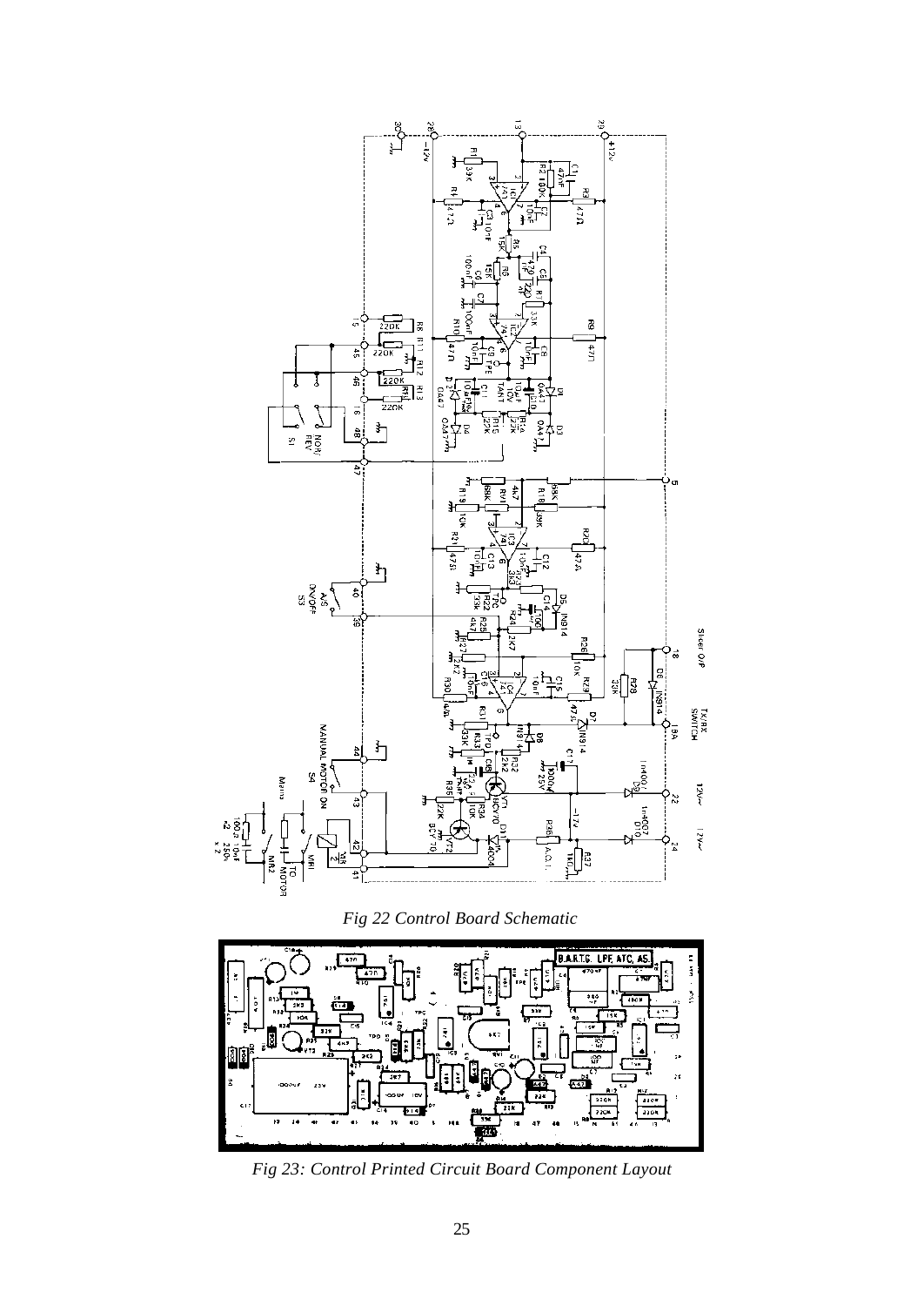*Fig 22 Control Board Schematic*

*Fig 23: Control Printed Circuit Board Component Layout*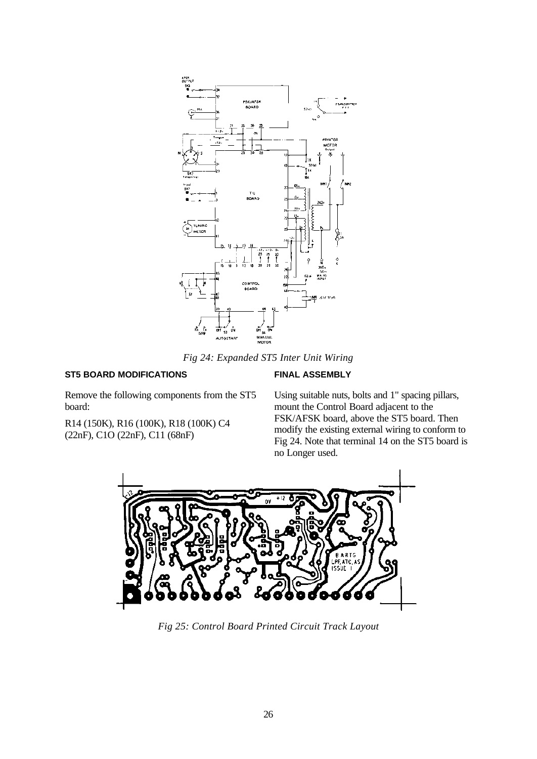*Fig 24: Expanded ST5 Inter Unit Wiring*

**ST5 BOARD MODIFICATIONS**

Remove the following components from the ST5 board:

R14 (150K), R16 (100K), R18 (100K) C4 (22nF), C1O (22nF), C11 (68nF)

**FINAL ASSEMBLY**

Using suitable nuts, bolts and 1" spacing pillars, mount the Control Board adjacent to the FSK/AFSK board, above the ST5 board. Then modify the existing external wiring to conform to Fig 24. Note that terminal 14 on the ST5 board is no Longer used.

*Fig 25: Control Board Printed Circuit Track Layout*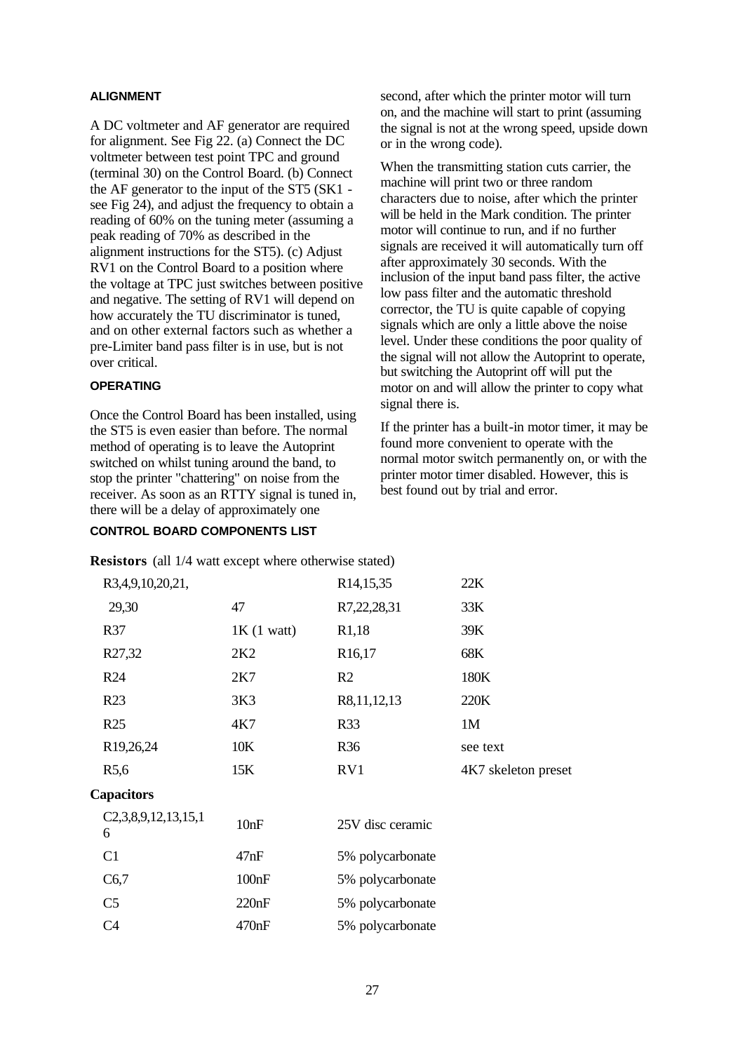## ALIGNMENT

A DC voltmeter and AF generator are required for alignment. See Fig 22. (a) Connect the DC voltmeter between test point TPC and ground (terminal 30) on the Control Board. (b) Connect the AF generator to the input of the ST5 (SK1 - see Fig 24), and adjust the frequency to obtain a reading of 60% on the tuning meter (assuming a peak reading of 70% as described in the alignment instructions for the ST5). (c) Adjust RV1 on the Control Board to a position where the voltage at TPC just switches between positive and negative. The setting of RV1 will depend on how accurately the TU discriminator is tuned, and on other external factors such as whether a pre-Limiter band pass filter is in use, but is not over critical.

## OPERATING

Once the Control Board has been installed, using the ST5 is even easier than before. The normal method of operating is to leave the Autoprint switched on whilst tuning around the band, to stop the printer "chattering" on noise from the receiver. As soon as an RTTY signal is tuned in, there will be a delay of approximately one second, after which the printer motor will turn on, and the machine will start to print (assuming the signal is not at the wrong speed, upside down or in the wrong code).

When the transmitting station cuts carrier, the machine will print two or three random characters due to noise, after which the printer will be held in the Mark condition. The printer motor will continue to run, and if no further signals are received it will automatically turn off after approximately 30 seconds. With the inclusion of the input band pass filter, the active low pass filter and the automatic threshold corrector, the TU is quite capable of copying signals which are only a little above the noise level. Under these conditions the poor quality of the signal will not allow the Autoprint to operate, but switching the Autoprint off will put the motor on and will allow the printer to copy what signal there is.

If the printer has a built-in motor timer, it may be found more convenient to operate with the normal motor switch permanently on, or with the printer motor timer disabled. However, this is best found out by trial and error.

## CONTROL BOARD COMPONENTS LIST

**Resistors** (all 1/4 watt except where otherwise stated)

| | | | |
|---|---|---|---|
| R3,4,9,10,20,21, 29,30 | 47 | R14,15,35 | 22K |
| R37 | 1K (1 watt) | R7,22,28,31 | 33K |
| R27,32 | 2K2 | R1,18 | 39K |
| R24 | 2K7 | R16,17 | 68K |
| R23 | 3K3 | R2 | 180K |
| R25 | 4K7 | R8,11,12,13 | 220K |
| R19,26,24 | 10K | R33 | 1M |
| R5,6 | 15K | R36 | see text |
| | | RV1 | 4K7 skeleton preset |

**Capacitors**

| | | |
|---|---|---|
| C2,3,8,9,12,13,15,16 | 10nF | 25V disc ceramic |
| C1 | 47nF | 5% polycarbonate |
| C6,7 | 100nF | 5% polycarbonate |
| C5 | 220nF | 5% polycarbonate |
| C4 | 470nF | 5% polycarbonate |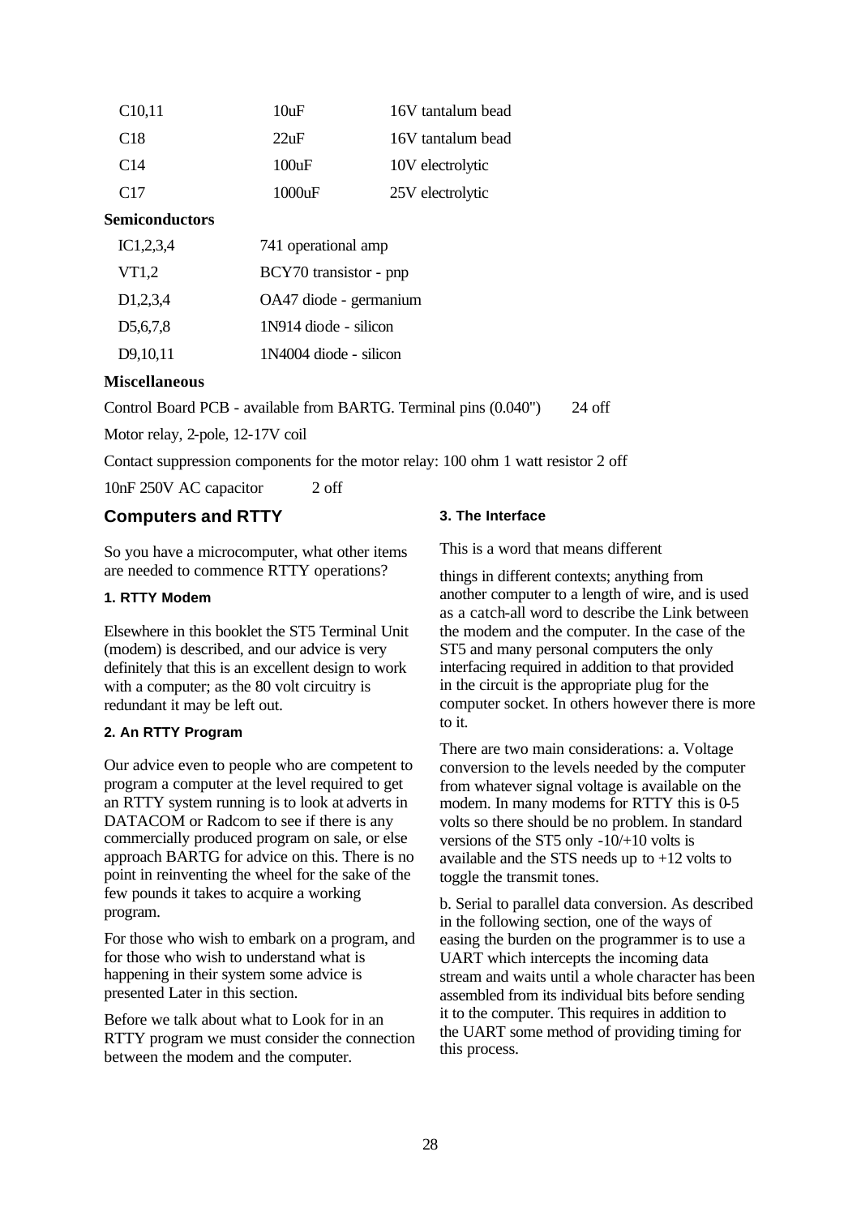| | | |
|---|---|---|
| C10,11 | 10uF | 16V tantalum bead |
| C18 | 22uF | 16V tantalum bead |
| C14 | 100uF | 10V electrolytic |
| C17 | 1000uF | 25V electrolytic |

**Semiconductors**

| | |
|---|---|
| IC1,2,3,4 | 741 operational amp |
| VT1,2 | BCY70 transistor - pnp |
| D1,2,3,4 | OA47 diode - germanium |
| D5,6,7,8 | 1N914 diode - silicon |
| D9,10,11 | 1N4004 diode - silicon |

**Miscellaneous**

Control Board PCB - available from BARTG. Terminal pins (0.040") 24 off

Motor relay, 2-pole, 12-17V coil

Contact suppression components for the motor relay: 100 ohm 1 watt resistor 2 off

10nF 250V AC capacitor 2 off

## Computers and RTTY

So you have a microcomputer, what other items are needed to commence RTTY operations?

### 1. RTTY Modem

Elsewhere in this booklet the ST5 Terminal Unit (modem) is described, and our advice is very definitely that this is an excellent design to work with a computer; as the 80 volt circuitry is redundant it may be left out.

### 2. An RTTY Program

Our advice even to people who are competent to program a computer at the level required to get an RTTY system running is to look at adverts in DATACOM or Radcom to see if there is any commercially produced program on sale, or else approach BARTG for advice on this. There is no point in reinventing the wheel for the sake of the few pounds it takes to acquire a working program.

For those who wish to embark on a program, and for those who wish to understand what is happening in their system some advice is presented Later in this section.

Before we talk about what to Look for in an RTTY program we must consider the connection between the modem and the computer.

### 3. The Interface

This is a word that means different

things in different contexts; anything from another computer to a length of wire, and is used as a catch-all word to describe the Link between the modem and the computer. In the case of the ST5 and many personal computers the only interfacing required in addition to that provided in the circuit is the appropriate plug for the computer socket. In others however there is more to it.

There are two main considerations: a. Voltage conversion to the levels needed by the computer from whatever signal voltage is available on the modem. In many modems for RTTY this is 0-5 volts so there should be no problem. In standard versions of the ST5 only -10/+10 volts is available and the STS needs up to +12 volts to toggle the transmit tones.

b. Serial to parallel data conversion. As described in the following section, one of the ways of easing the burden on the programmer is to use a UART which intercepts the incoming data stream and waits until a whole character has been assembled from its individual bits before sending it to the computer. This requires in addition to the UART some method of providing timing for this process.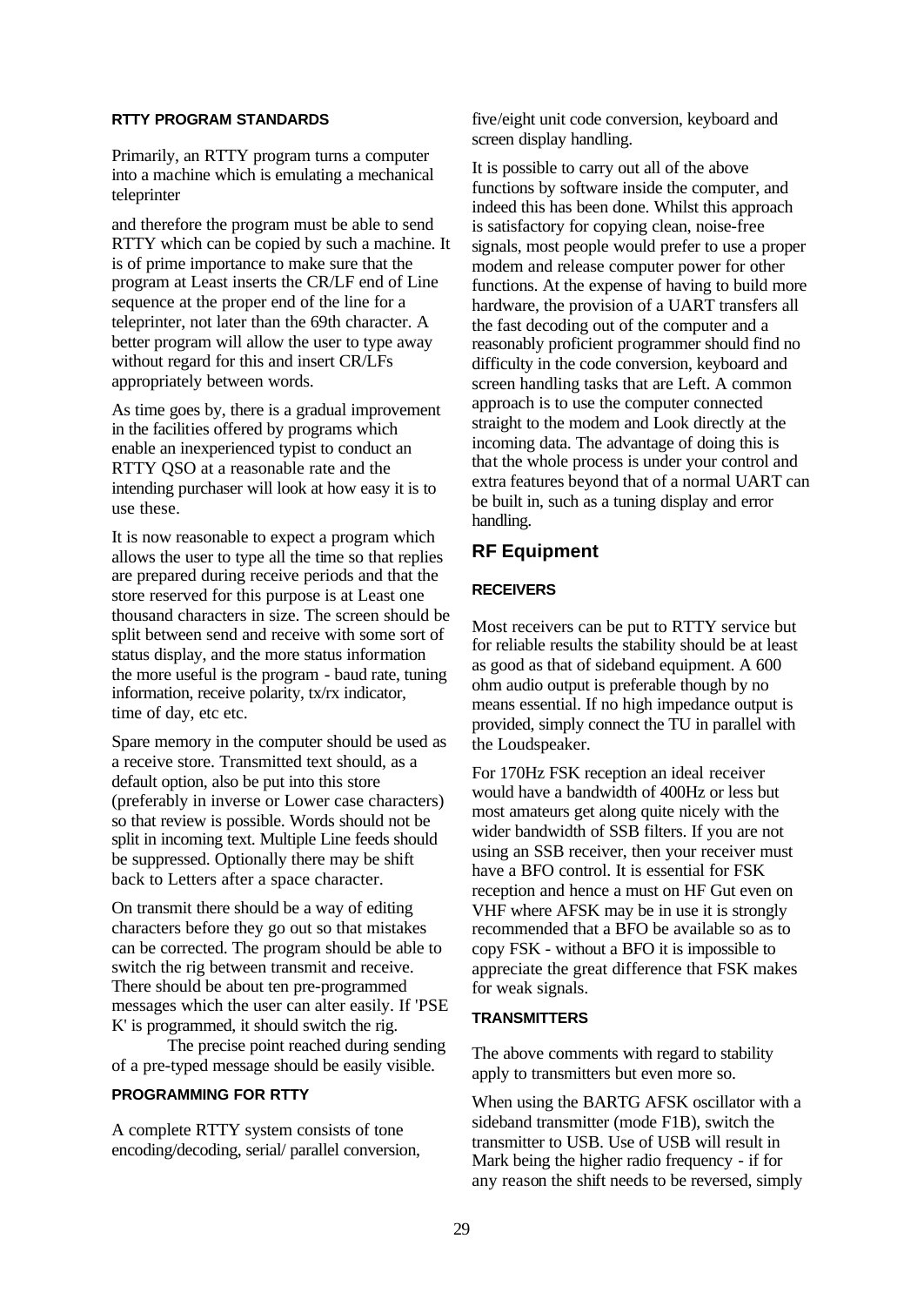### RTTY PROGRAM STANDARDS

Primarily, an RTTY program turns a computer into a machine which is emulating a mechanical teleprinter

and therefore the program must be able to send RTTY which can be copied by such a machine. It is of prime importance to make sure that the program at Least inserts the CR/LF end of Line sequence at the proper end of the line for a teleprinter, not later than the 69th character. A better program will allow the user to type away without regard for this and insert CR/LFs appropriately between words.

As time goes by, there is a gradual improvement in the facilities offered by programs which enable an inexperienced typist to conduct an RTTY QSO at a reasonable rate and the intending purchaser will look at how easy it is to use these.

It is now reasonable to expect a program which allows the user to type all the time so that replies are prepared during receive periods and that the store reserved for this purpose is at Least one thousand characters in size. The screen should be split between send and receive with some sort of status display, and the more status information the more useful is the program - baud rate, tuning information, receive polarity, tx/rx indicator, time of day, etc etc.

Spare memory in the computer should be used as a receive store. Transmitted text should, as a default option, also be put into this store (preferably in inverse or Lower case characters) so that review is possible. Words should not be split in incoming text. Multiple Line feeds should be suppressed. Optionally there may be shift back to Letters after a space character.

On transmit there should be a way of editing characters before they go out so that mistakes can be corrected. The program should be able to switch the rig between transmit and receive. There should be about ten pre-programmed messages which the user can alter easily. If 'PSE K' is programmed, it should switch the rig.

The precise point reached during sending of a pre-typed message should be easily visible.

### PROGRAMMING FOR RTTY

A complete RTTY system consists of tone encoding/decoding, serial/ parallel conversion, five/eight unit code conversion, keyboard and screen display handling.

It is possible to carry out all of the above functions by software inside the computer, and indeed this has been done. Whilst this approach is satisfactory for copying clean, noise-free signals, most people would prefer to use a proper modem and release computer power for other functions. At the expense of having to build more hardware, the provision of a UART transfers all the fast decoding out of the computer and a reasonably proficient programmer should find no difficulty in the code conversion, keyboard and screen handling tasks that are Left. A common approach is to use the computer connected straight to the modem and Look directly at the incoming data. The advantage of doing this is that the whole process is under your control and extra features beyond that of a normal UART can be built in, such as a tuning display and error handling.

## RF Equipment

### RECEIVERS

Most receivers can be put to RTTY service but for reliable results the stability should be at least as good as that of sideband equipment. A 600 ohm audio output is preferable though by no means essential. If no high impedance output is provided, simply connect the TU in parallel with the Loudspeaker.

For 170Hz FSK reception an ideal receiver would have a bandwidth of 400Hz or less but most amateurs get along quite nicely with the wider bandwidth of SSB filters. If you are not using an SSB receiver, then your receiver must have a BFO control. It is essential for FSK reception and hence a must on HF Gut even on VHF where AFSK may be in use it is strongly recommended that a BFO be available so as to copy FSK - without a BFO it is impossible to appreciate the great difference that FSK makes for weak signals.

### TRANSMITTERS

The above comments with regard to stability apply to transmitters but even more so.

When using the BARTG AFSK oscillator with a sideband transmitter (mode F1B), switch the transmitter to USB. Use of USB will result in Mark being the higher radio frequency - if for any reason the shift needs to be reversed, simply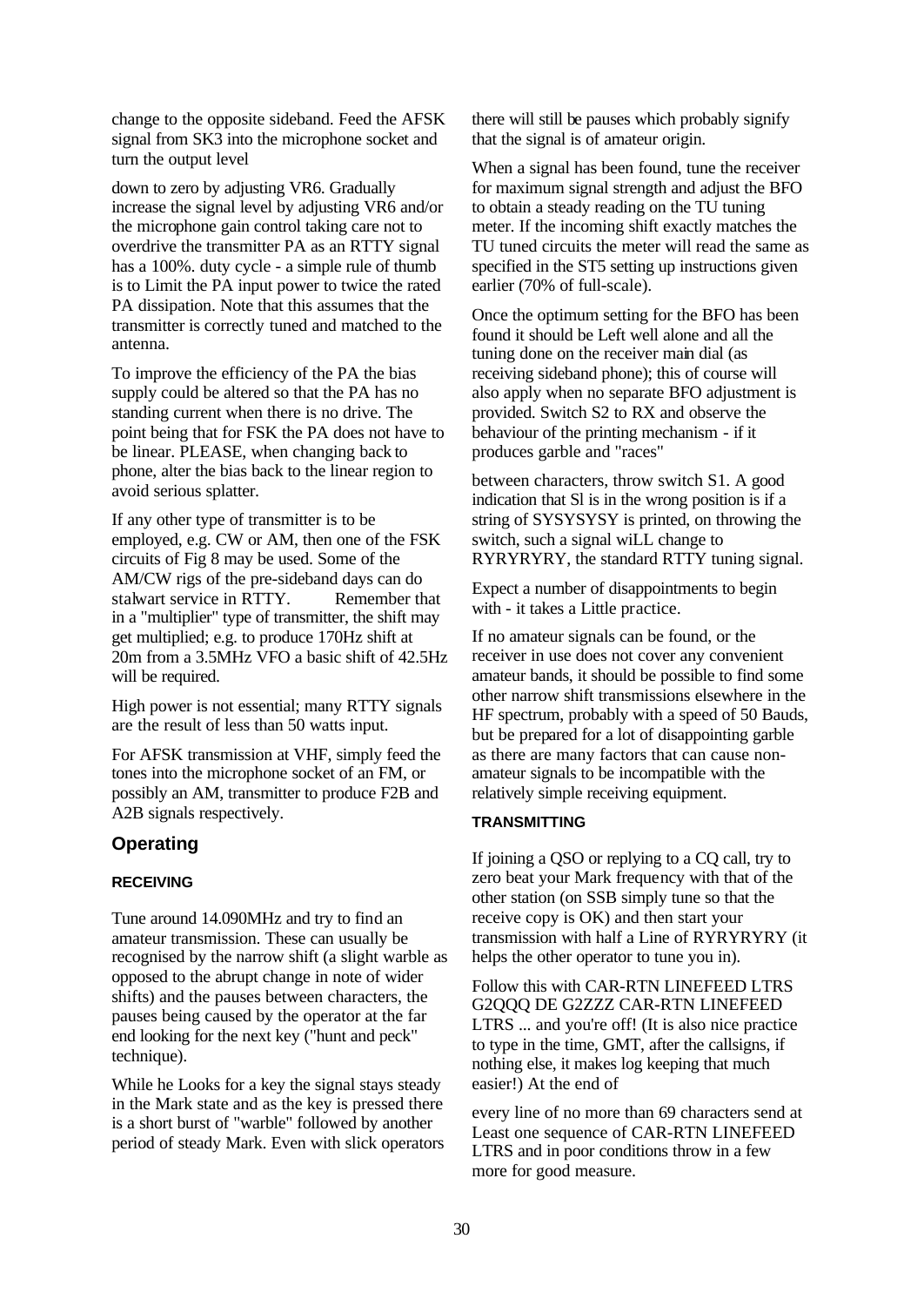change to the opposite sideband. Feed the AFSK signal from SK3 into the microphone socket and turn the output level

down to zero by adjusting VR6. Gradually increase the signal level by adjusting VR6 and/or the microphone gain control taking care not to overdrive the transmitter PA as an RTTY signal has a 100%. duty cycle - a simple rule of thumb is to Limit the PA input power to twice the rated PA dissipation. Note that this assumes that the transmitter is correctly tuned and matched to the antenna.

To improve the efficiency of the PA the bias supply could be altered so that the PA has no standing current when there is no drive. The point being that for FSK the PA does not have to be linear. PLEASE, when changing back to phone, alter the bias back to the linear region to avoid serious splatter.

If any other type of transmitter is to be employed, e.g. CW or AM, then one of the FSK circuits of Fig 8 may be used. Some of the AM/CW rigs of the pre-sideband days can do stalwart service in RTTY. Remember that in a "multiplier" type of transmitter, the shift may get multiplied; e.g. to produce 170Hz shift at 20m from a 3.5MHz VFO a basic shift of 42.5Hz will be required.

High power is not essential; many RTTY signals are the result of less than 50 watts input.

For AFSK transmission at VHF, simply feed the tones into the microphone socket of an FM, or possibly an AM, transmitter to produce F2B and A2B signals respectively.

## Operating

### RECEIVING

Tune around 14.090MHz and try to find an amateur transmission. These can usually be recognised by the narrow shift (a slight warble as opposed to the abrupt change in note of wider shifts) and the pauses between characters, the pauses being caused by the operator at the far end looking for the next key ("hunt and peck" technique).

While he Looks for a key the signal stays steady in the Mark state and as the key is pressed there is a short burst of "warble" followed by another period of steady Mark. Even with slick operators there will still be pauses which probably signify that the signal is of amateur origin.

When a signal has been found, tune the receiver for maximum signal strength and adjust the BFO to obtain a steady reading on the TU tuning meter. If the incoming shift exactly matches the TU tuned circuits the meter will read the same as specified in the ST5 setting up instructions given earlier (70% of full-scale).

Once the optimum setting for the BFO has been found it should be Left well alone and all the tuning done on the receiver main dial (as receiving sideband phone); this of course will also apply when no separate BFO adjustment is provided. Switch S2 to RX and observe the behaviour of the printing mechanism - if it produces garble and "races"

between characters, throw switch S1. A good indication that Sl is in the wrong position is if a string of SYSYSYSY is printed, on throwing the switch, such a signal wiLL change to RYRYRYRY, the standard RTTY tuning signal.

Expect a number of disappointments to begin with - it takes a Little practice.

If no amateur signals can be found, or the receiver in use does not cover any convenient amateur bands, it should be possible to find some other narrow shift transmissions elsewhere in the HF spectrum, probably with a speed of 50 Bauds, but be prepared for a lot of disappointing garble as there are many factors that can cause non-amateur signals to be incompatible with the relatively simple receiving equipment.

### TRANSMITTING

If joining a QSO or replying to a CQ call, try to zero beat your Mark frequency with that of the other station (on SSB simply tune so that the receive copy is OK) and then start your transmission with half a Line of RYRYRYRY (it helps the other operator to tune you in).

Follow this with CAR-RTN LINEFEED LTRS G2QQQ DE G2ZZZ CAR-RTN LINEFEED LTRS ... and you're off! (It is also nice practice to type in the time, GMT, after the callsigns, if nothing else, it makes log keeping that much easier!) At the end of

every line of no more than 69 characters send at Least one sequence of CAR-RTN LINEFEED LTRS and in poor conditions throw in a few more for good measure.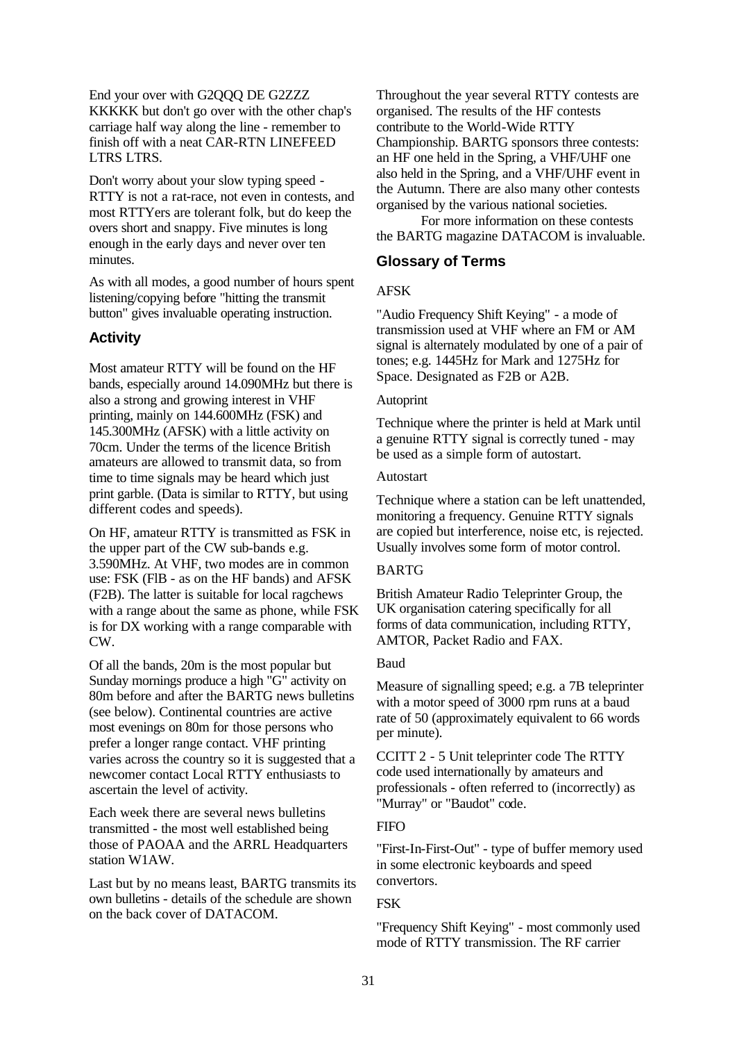End your over with G2QQQ DE G2ZZZ KKKKK but don't go over with the other chap's carriage half way along the line - remember to finish off with a neat CAR-RTN LINEFEED LTRS LTRS.

Don't worry about your slow typing speed - RTTY is not a rat-race, not even in contests, and most RTTYers are tolerant folk, but do keep the overs short and snappy. Five minutes is long enough in the early days and never over ten minutes.

As with all modes, a good number of hours spent listening/copying before "hitting the transmit button" gives invaluable operating instruction.

### Activity

Most amateur RTTY will be found on the HF bands, especially around 14.090MHz but there is also a strong and growing interest in VHF printing, mainly on 144.600MHz (FSK) and 145.300MHz (AFSK) with a little activity on 70cm. Under the terms of the licence British amateurs are allowed to transmit data, so from time to time signals may be heard which just print garble. (Data is similar to RTTY, but using different codes and speeds).

On HF, amateur RTTY is transmitted as FSK in the upper part of the CW sub-bands e.g. 3.590MHz. At VHF, two modes are in common use: FSK (FlB - as on the HF bands) and AFSK (F2B). The latter is suitable for local ragchews with a range about the same as phone, while FSK is for DX working with a range comparable with CW.

Of all the bands, 20m is the most popular but Sunday mornings produce a high "G" activity on 80m before and after the BARTG news bulletins (see below). Continental countries are active most evenings on 80m for those persons who prefer a longer range contact. VHF printing varies across the country so it is suggested that a newcomer contact Local RTTY enthusiasts to ascertain the level of activity.

Each week there are several news bulletins transmitted - the most well established being those of PAOAA and the ARRL Headquarters station W1AW.

Last but by no means least, BARTG transmits its own bulletins - details of the schedule are shown on the back cover of DATACOM.

Throughout the year several RTTY contests are organised. The results of the HF contests contribute to the World-Wide RTTY Championship. BARTG sponsors three contests: an HF one held in the Spring, a VHF/UHF one also held in the Spring, and a VHF/UHF event in the Autumn. There are also many other contests organised by the various national societies.

For more information on these contests the BARTG magazine DATACOM is invaluable.

### Glossary of Terms

AFSK

"Audio Frequency Shift Keying" - a mode of transmission used at VHF where an FM or AM signal is alternately modulated by one of a pair of tones; e.g. 1445Hz for Mark and 1275Hz for Space. Designated as F2B or A2B.

Autoprint

Technique where the printer is held at Mark until a genuine RTTY signal is correctly tuned - may be used as a simple form of autostart.

Autostart

Technique where a station can be left unattended, monitoring a frequency. Genuine RTTY signals are copied but interference, noise etc, is rejected. Usually involves some form of motor control.

BARTG

British Amateur Radio Teleprinter Group, the UK organisation catering specifically for all forms of data communication, including RTTY, AMTOR, Packet Radio and FAX.

Baud

Measure of signalling speed; e.g. a 7B teleprinter with a motor speed of 3000 rpm runs at a baud rate of 50 (approximately equivalent to 66 words per minute).

CCITT 2 - 5 Unit teleprinter code The RTTY code used internationally by amateurs and professionals - often referred to (incorrectly) as "Murray" or "Baudot" code.

FIFO

"First-In-First-Out" - type of buffer memory used in some electronic keyboards and speed convertors.

FSK

"Frequency Shift Keying" - most commonly used mode of RTTY transmission. The RF carrier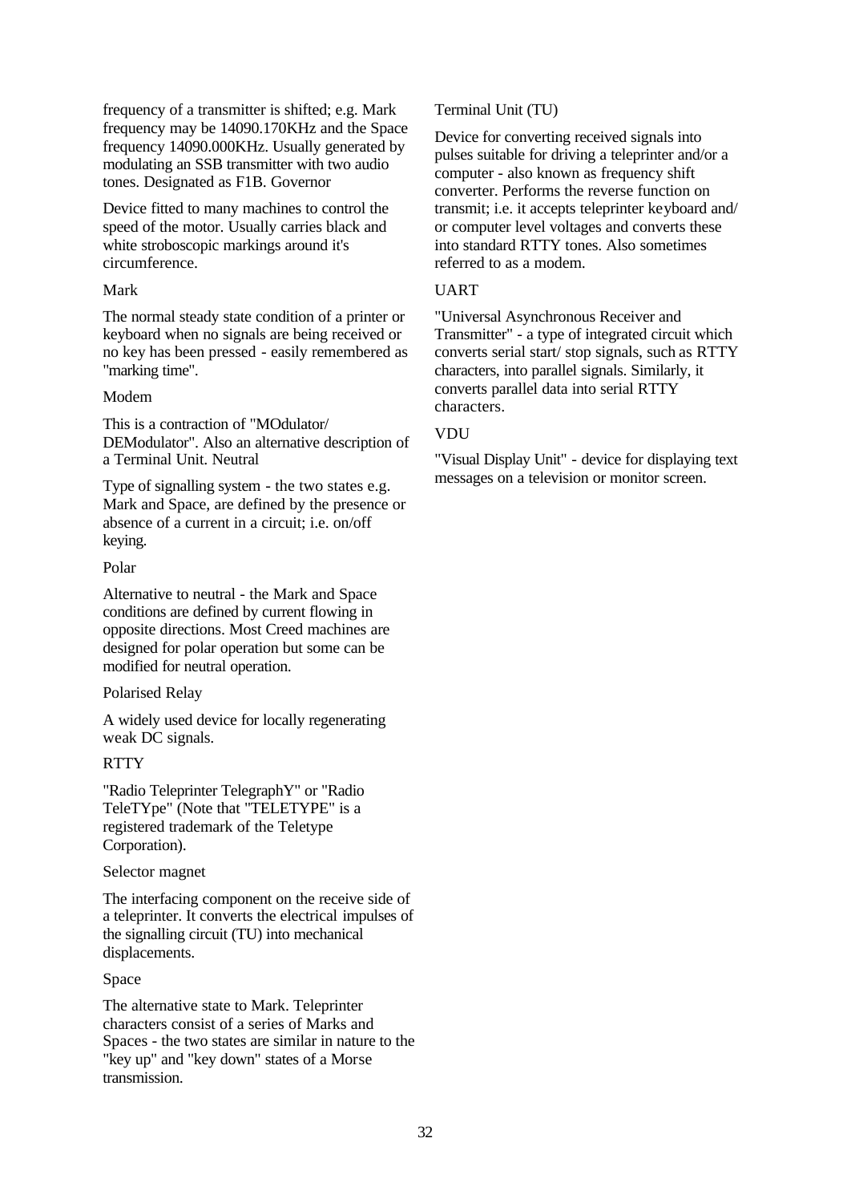frequency of a transmitter is shifted; e.g. Mark frequency may be 14090.170KHz and the Space frequency 14090.000KHz. Usually generated by modulating an SSB transmitter with two audio tones. Designated as F1B. Governor

Device fitted to many machines to control the speed of the motor. Usually carries black and white stroboscopic markings around it's circumference.

Mark

The normal steady state condition of a printer or keyboard when no signals are being received or no key has been pressed - easily remembered as "marking time".

Modem

This is a contraction of "MOdulator/ DEModulator". Also an alternative description of a Terminal Unit. Neutral

Type of signalling system - the two states e.g. Mark and Space, are defined by the presence or absence of a current in a circuit; i.e. on/off keying.

Polar

Alternative to neutral - the Mark and Space conditions are defined by current flowing in opposite directions. Most Creed machines are designed for polar operation but some can be modified for neutral operation.

Polarised Relay

A widely used device for locally regenerating weak DC signals.

RTTY

"Radio Teleprinter TelegraphY" or "Radio TeleTYpe" (Note that "TELETYPE" is a registered trademark of the Teletype Corporation).

Selector magnet

The interfacing component on the receive side of a teleprinter. It converts the electrical impulses of the signalling circuit (TU) into mechanical displacements.

Space

The alternative state to Mark. Teleprinter characters consist of a series of Marks and Spaces - the two states are similar in nature to the "key up" and "key down" states of a Morse transmission.

Terminal Unit (TU)

Device for converting received signals into pulses suitable for driving a teleprinter and/or a computer - also known as frequency shift converter. Performs the reverse function on transmit; i.e. it accepts teleprinter keyboard and/ or computer level voltages and converts these into standard RTTY tones. Also sometimes referred to as a modem.

UART

"Universal Asynchronous Receiver and Transmitter" - a type of integrated circuit which converts serial start/ stop signals, such as RTTY characters, into parallel signals. Similarly, it converts parallel data into serial RTTY characters.

VDU

"Visual Display Unit" - device for displaying text messages on a television or monitor screen.